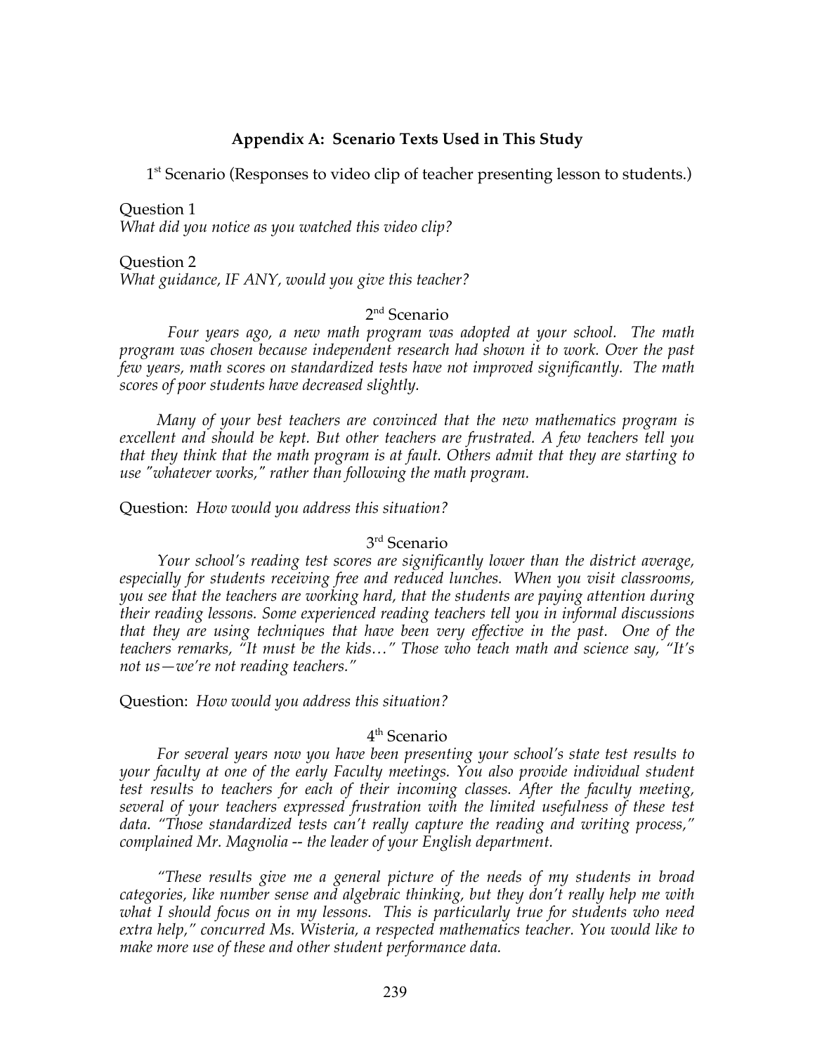## Appendix A: Scenario Texts Used in This Study

1st Scenario (Responses to video clip of teacher presenting lesson to students.)

Question 1
*What did you notice as you watched this video clip?*

Question 2
*What guidance, IF ANY, would you give this teacher?*

2nd Scenario

*Four years ago, a new math program was adopted at your school. The math program was chosen because independent research had shown it to work. Over the past few years, math scores on standardized tests have not improved significantly. The math scores of poor students have decreased slightly.*

*Many of your best teachers are convinced that the new mathematics program is excellent and should be kept. But other teachers are frustrated. A few teachers tell you that they think that the math program is at fault. Others admit that they are starting to use "whatever works," rather than following the math program.*

Question: *How would you address this situation?*

3rd Scenario

*Your school's reading test scores are significantly lower than the district average, especially for students receiving free and reduced lunches. When you visit classrooms, you see that the teachers are working hard, that the students are paying attention during their reading lessons. Some experienced reading teachers tell you in informal discussions that they are using techniques that have been very effective in the past. One of the teachers remarks, "It must be the kids…" Those who teach math and science say, "It's not us—we're not reading teachers."*

Question: *How would you address this situation?*

4th Scenario

*For several years now you have been presenting your school's state test results to your faculty at one of the early Faculty meetings. You also provide individual student test results to teachers for each of their incoming classes. After the faculty meeting, several of your teachers expressed frustration with the limited usefulness of these test data. "Those standardized tests can't really capture the reading and writing process," complained Mr. Magnolia -- the leader of your English department.*

*"These results give me a general picture of the needs of my students in broad categories, like number sense and algebraic thinking, but they don't really help me with what I should focus on in my lessons. This is particularly true for students who need extra help," concurred Ms. Wisteria, a respected mathematics teacher. You would like to make more use of these and other student performance data.*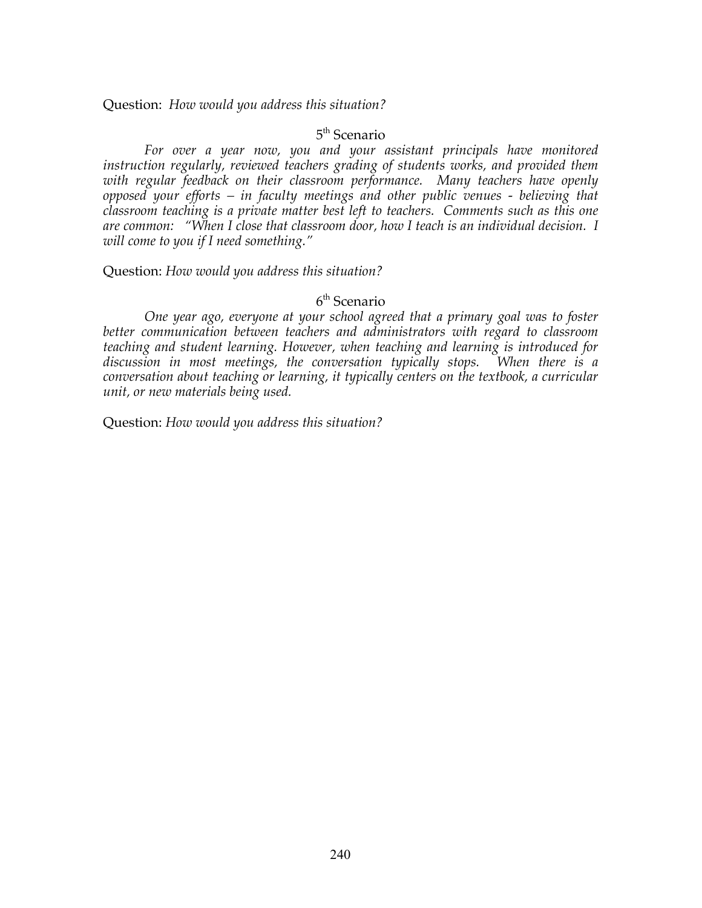Question: *How would you address this situation?*

### 5th Scenario

*For over a year now, you and your assistant principals have monitored instruction regularly, reviewed teachers grading of students works, and provided them with regular feedback on their classroom performance. Many teachers have openly opposed your efforts – in faculty meetings and other public venues - believing that classroom teaching is a private matter best left to teachers. Comments such as this one are common: "When I close that classroom door, how I teach is an individual decision. I will come to you if I need something."*

Question: *How would you address this situation?*

### 6th Scenario

*One year ago, everyone at your school agreed that a primary goal was to foster better communication between teachers and administrators with regard to classroom teaching and student learning. However, when teaching and learning is introduced for discussion in most meetings, the conversation typically stops. When there is a conversation about teaching or learning, it typically centers on the textbook, a curricular unit, or new materials being used.*

Question: *How would you address this situation?*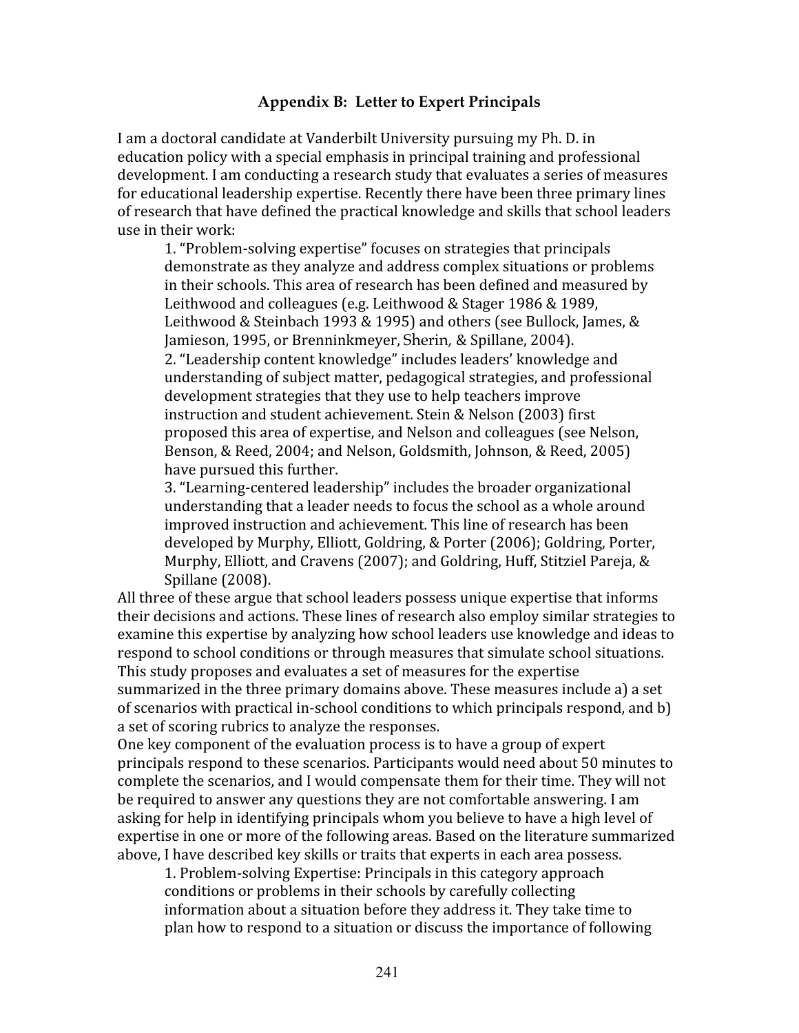## Appendix B: Letter to Expert Principals

I am a doctoral candidate at Vanderbilt University pursuing my Ph. D. in education policy with a special emphasis in principal training and professional development. I am conducting a research study that evaluates a series of measures for educational leadership expertise. Recently there have been three primary lines of research that have defined the practical knowledge and skills that school leaders use in their work:

1. "Problem-solving expertise" focuses on strategies that principals demonstrate as they analyze and address complex situations or problems in their schools. This area of research has been defined and measured by Leithwood and colleagues (e.g. Leithwood & Stager 1986 & 1989, Leithwood & Steinbach 1993 & 1995) and others (see Bullock, James, & Jamieson, 1995, or Brenninkmeyer, Sherin, & Spillane, 2004).
2. "Leadership content knowledge" includes leaders' knowledge and understanding of subject matter, pedagogical strategies, and professional development strategies that they use to help teachers improve instruction and student achievement. Stein & Nelson (2003) first proposed this area of expertise, and Nelson and colleagues (see Nelson, Benson, & Reed, 2004; and Nelson, Goldsmith, Johnson, & Reed, 2005) have pursued this further.
3. "Learning-centered leadership" includes the broader organizational understanding that a leader needs to focus the school as a whole around improved instruction and achievement. This line of research has been developed by Murphy, Elliott, Goldring, & Porter (2006); Goldring, Porter, Murphy, Elliott, and Cravens (2007); and Goldring, Huff, Stitziel Pareja, & Spillane (2008).

All three of these argue that school leaders possess unique expertise that informs their decisions and actions. These lines of research also employ similar strategies to examine this expertise by analyzing how school leaders use knowledge and ideas to respond to school conditions or through measures that simulate school situations. This study proposes and evaluates a set of measures for the expertise summarized in the three primary domains above. These measures include a) a set of scenarios with practical in-school conditions to which principals respond, and b) a set of scoring rubrics to analyze the responses.

One key component of the evaluation process is to have a group of expert principals respond to these scenarios. Participants would need about 50 minutes to complete the scenarios, and I would compensate them for their time. They will not be required to answer any questions they are not comfortable answering. I am asking for help in identifying principals whom you believe to have a high level of expertise in one or more of the following areas. Based on the literature summarized above, I have described key skills or traits that experts in each area possess.

1. Problem-solving Expertise: Principals in this category approach conditions or problems in their schools by carefully collecting information about a situation before they address it. They take time to plan how to respond to a situation or discuss the importance of following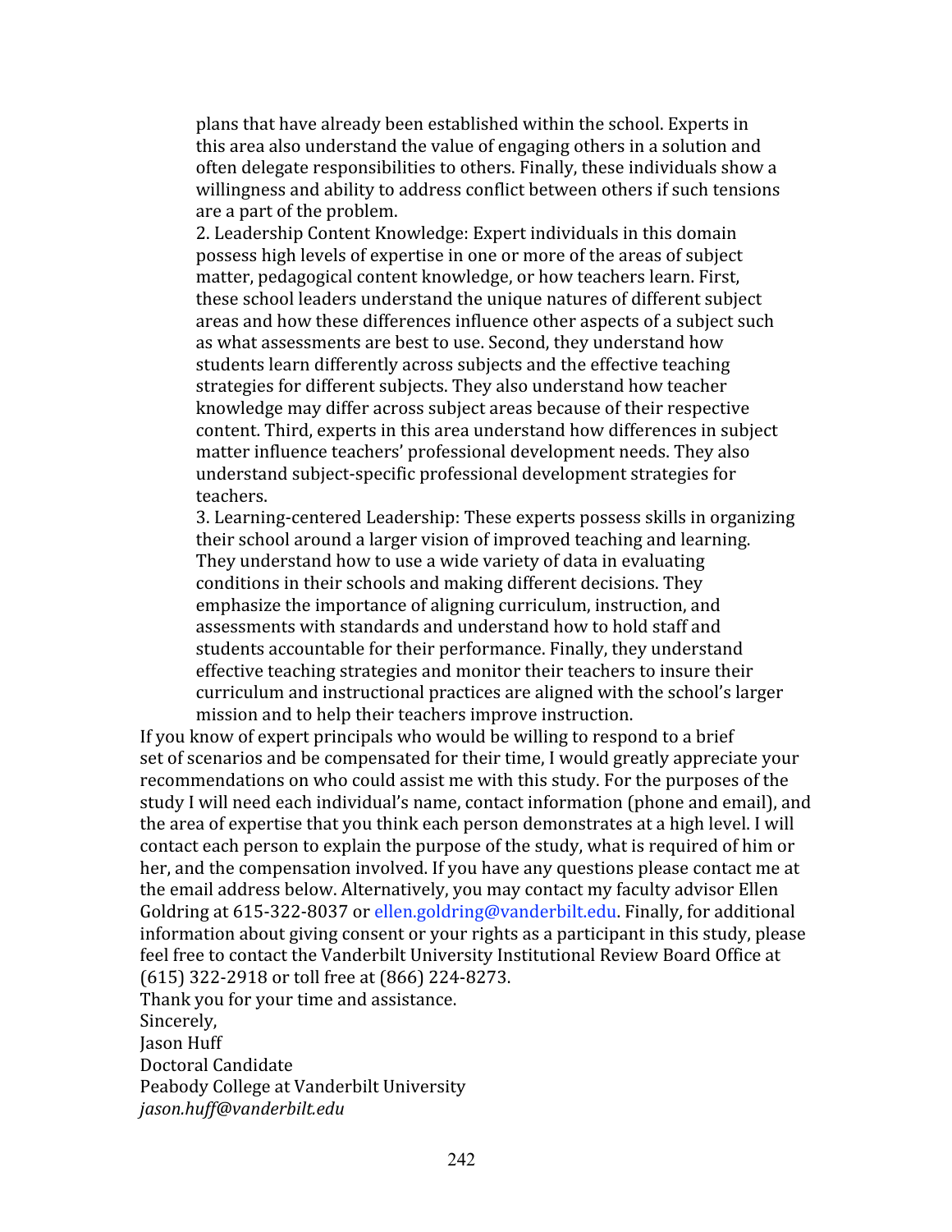plans that have already been established within the school. Experts in this area also understand the value of engaging others in a solution and often delegate responsibilities to others. Finally, these individuals show a willingness and ability to address conflict between others if such tensions are a part of the problem.

2. Leadership Content Knowledge: Expert individuals in this domain possess high levels of expertise in one or more of the areas of subject matter, pedagogical content knowledge, or how teachers learn. First, these school leaders understand the unique natures of different subject areas and how these differences influence other aspects of a subject such as what assessments are best to use. Second, they understand how students learn differently across subjects and the effective teaching strategies for different subjects. They also understand how teacher knowledge may differ across subject areas because of their respective content. Third, experts in this area understand how differences in subject matter influence teachers' professional development needs. They also understand subject-specific professional development strategies for teachers.

3. Learning-centered Leadership: These experts possess skills in organizing their school around a larger vision of improved teaching and learning. They understand how to use a wide variety of data in evaluating conditions in their schools and making different decisions. They emphasize the importance of aligning curriculum, instruction, and assessments with standards and understand how to hold staff and students accountable for their performance. Finally, they understand effective teaching strategies and monitor their teachers to insure their curriculum and instructional practices are aligned with the school's larger mission and to help their teachers improve instruction.

If you know of expert principals who would be willing to respond to a brief set of scenarios and be compensated for their time, I would greatly appreciate your recommendations on who could assist me with this study. For the purposes of the study I will need each individual's name, contact information (phone and email), and the area of expertise that you think each person demonstrates at a high level. I will contact each person to explain the purpose of the study, what is required of him or her, and the compensation involved. If you have any questions please contact me at the email address below. Alternatively, you may contact my faculty advisor Ellen Goldring at 615-322-8037 or ellen.goldring@vanderbilt.edu. Finally, for additional information about giving consent or your rights as a participant in this study, please feel free to contact the Vanderbilt University Institutional Review Board Office at (615) 322-2918 or toll free at (866) 224-8273.

Thank you for your time and assistance.

Sincerely,

Jason Huff

Doctoral Candidate

Peabody College at Vanderbilt University

*jason.huff@vanderbilt.edu*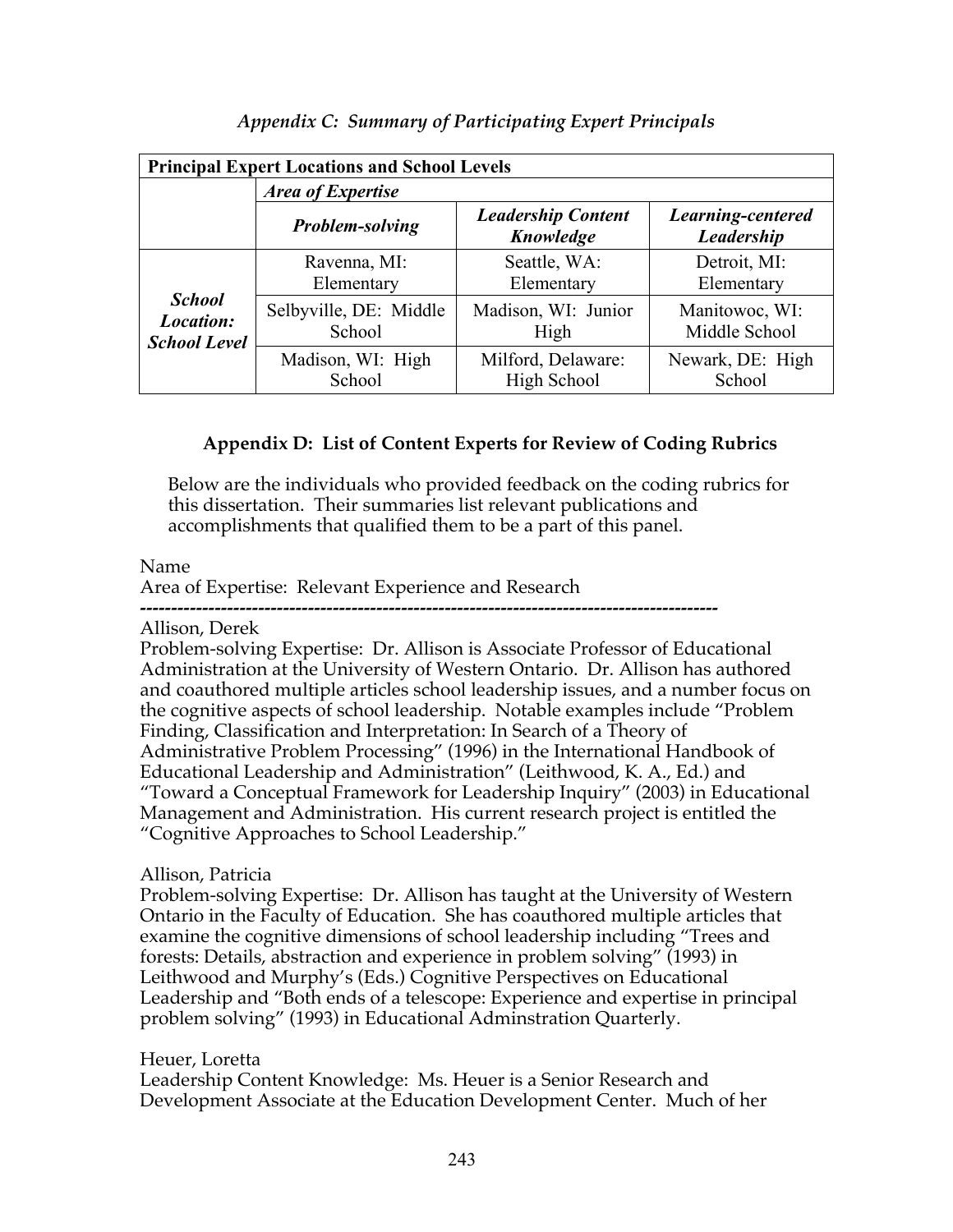*Appendix C: Summary of Participating Expert Principals*

| **Principal Expert Locations and School Levels** | | | |
|---|---|---|---|
| | ***Area of Expertise*** | | |
| | ***Problem-solving*** | ***Leadership Content Knowledge*** | ***Learning-centered Leadership*** |
| ***School Location: School Level*** | Ravenna, MI: Elementary | Seattle, WA: Elementary | Detroit, MI: Elementary |
| | Selbyville, DE: Middle School | Madison, WI: Junior High | Manitowoc, WI: Middle School |
| | Madison, WI: High School | Milford, Delaware: High School | Newark, DE: High School |

## Appendix D: List of Content Experts for Review of Coding Rubrics

Below are the individuals who provided feedback on the coding rubrics for this dissertation. Their summaries list relevant publications and accomplishments that qualified them to be a part of this panel.

Name
Area of Expertise: Relevant Experience and Research
------------------------------------------------------------------------------------------

Allison, Derek
Problem-solving Expertise: Dr. Allison is Associate Professor of Educational Administration at the University of Western Ontario. Dr. Allison has authored and coauthored multiple articles school leadership issues, and a number focus on the cognitive aspects of school leadership. Notable examples include "Problem Finding, Classification and Interpretation: In Search of a Theory of Administrative Problem Processing" (1996) in the International Handbook of Educational Leadership and Administration" (Leithwood, K. A., Ed.) and "Toward a Conceptual Framework for Leadership Inquiry" (2003) in Educational Management and Administration. His current research project is entitled the "Cognitive Approaches to School Leadership."

Allison, Patricia
Problem-solving Expertise: Dr. Allison has taught at the University of Western Ontario in the Faculty of Education. She has coauthored multiple articles that examine the cognitive dimensions of school leadership including "Trees and forests: Details, abstraction and experience in problem solving" (1993) in Leithwood and Murphy's (Eds.) Cognitive Perspectives on Educational Leadership and "Both ends of a telescope: Experience and expertise in principal problem solving" (1993) in Educational Adminstration Quarterly.

Heuer, Loretta
Leadership Content Knowledge: Ms. Heuer is a Senior Research and Development Associate at the Education Development Center. Much of her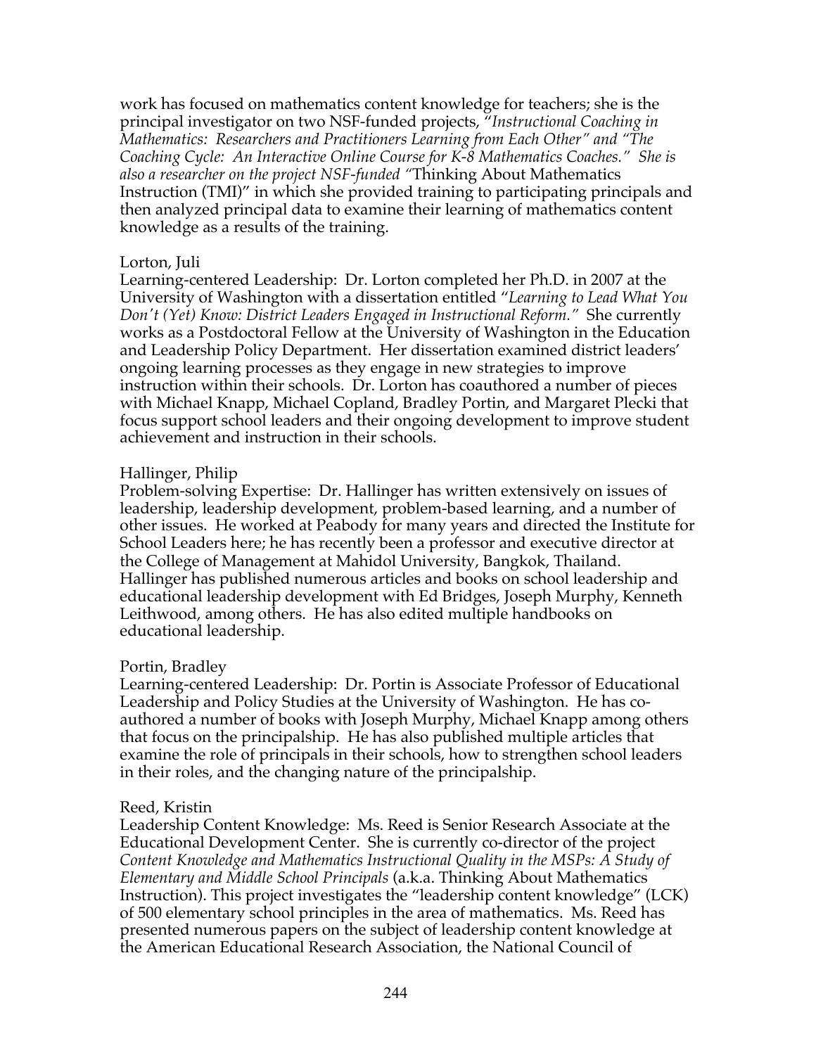work has focused on mathematics content knowledge for teachers; she is the principal investigator on two NSF-funded projects, "*Instructional Coaching in Mathematics: Researchers and Practitioners Learning from Each Other" and "The Coaching Cycle: An Interactive Online Course for K-8 Mathematics Coaches." She is also a researcher on the project NSF-funded* "Thinking About Mathematics Instruction (TMI)" in which she provided training to participating principals and then analyzed principal data to examine their learning of mathematics content knowledge as a results of the training.

Lorton, Juli

Learning-centered Leadership: Dr. Lorton completed her Ph.D. in 2007 at the University of Washington with a dissertation entitled "*Learning to Lead What You Don't (Yet) Know: District Leaders Engaged in Instructional Reform.*" She currently works as a Postdoctoral Fellow at the University of Washington in the Education and Leadership Policy Department. Her dissertation examined district leaders' ongoing learning processes as they engage in new strategies to improve instruction within their schools. Dr. Lorton has coauthored a number of pieces with Michael Knapp, Michael Copland, Bradley Portin, and Margaret Plecki that focus support school leaders and their ongoing development to improve student achievement and instruction in their schools.

Hallinger, Philip

Problem-solving Expertise: Dr. Hallinger has written extensively on issues of leadership, leadership development, problem-based learning, and a number of other issues. He worked at Peabody for many years and directed the Institute for School Leaders here; he has recently been a professor and executive director at the College of Management at Mahidol University, Bangkok, Thailand. Hallinger has published numerous articles and books on school leadership and educational leadership development with Ed Bridges, Joseph Murphy, Kenneth Leithwood, among others. He has also edited multiple handbooks on educational leadership.

Portin, Bradley

Learning-centered Leadership: Dr. Portin is Associate Professor of Educational Leadership and Policy Studies at the University of Washington. He has co-authored a number of books with Joseph Murphy, Michael Knapp among others that focus on the principalship. He has also published multiple articles that examine the role of principals in their schools, how to strengthen school leaders in their roles, and the changing nature of the principalship.

Reed, Kristin

Leadership Content Knowledge: Ms. Reed is Senior Research Associate at the Educational Development Center. She is currently co-director of the project *Content Knowledge and Mathematics Instructional Quality in the MSPs: A Study of Elementary and Middle School Principals* (a.k.a. Thinking About Mathematics Instruction). This project investigates the "leadership content knowledge" (LCK) of 500 elementary school principles in the area of mathematics. Ms. Reed has presented numerous papers on the subject of leadership content knowledge at the American Educational Research Association, the National Council of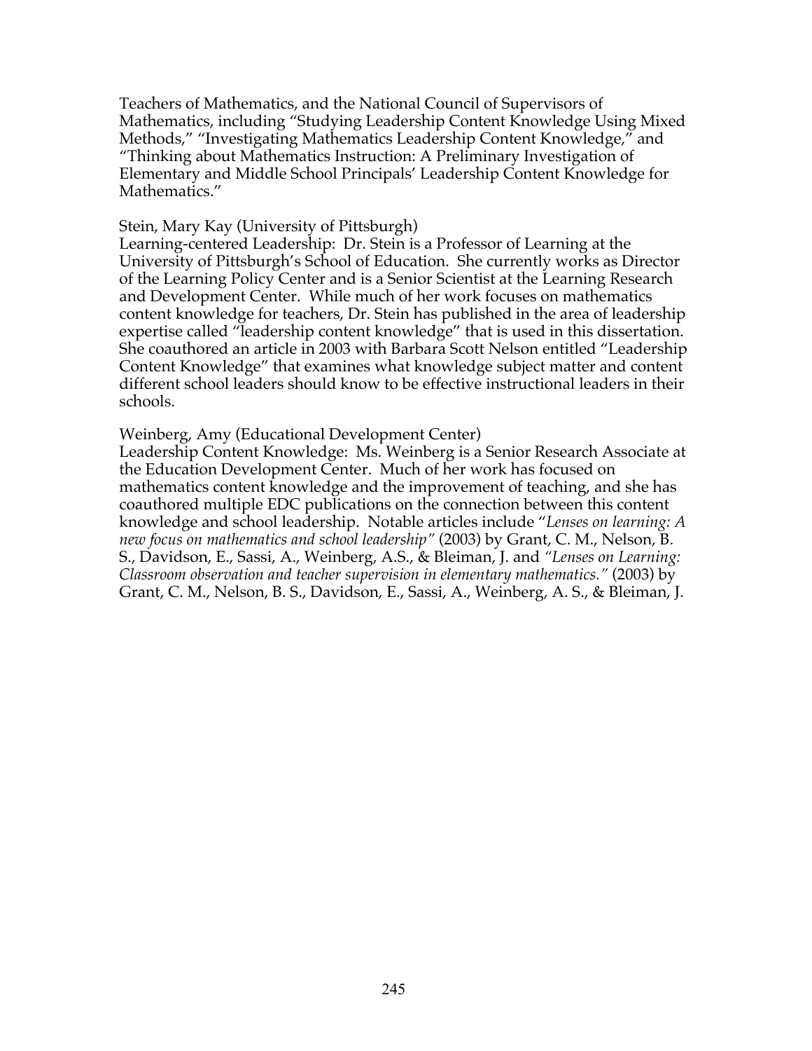Teachers of Mathematics, and the National Council of Supervisors of Mathematics, including "Studying Leadership Content Knowledge Using Mixed Methods," "Investigating Mathematics Leadership Content Knowledge," and "Thinking about Mathematics Instruction: A Preliminary Investigation of Elementary and Middle School Principals' Leadership Content Knowledge for Mathematics."

Stein, Mary Kay (University of Pittsburgh)
Learning-centered Leadership: Dr. Stein is a Professor of Learning at the University of Pittsburgh's School of Education. She currently works as Director of the Learning Policy Center and is a Senior Scientist at the Learning Research and Development Center. While much of her work focuses on mathematics content knowledge for teachers, Dr. Stein has published in the area of leadership expertise called "leadership content knowledge" that is used in this dissertation. She coauthored an article in 2003 with Barbara Scott Nelson entitled "Leadership Content Knowledge" that examines what knowledge subject matter and content different school leaders should know to be effective instructional leaders in their schools.

Weinberg, Amy (Educational Development Center)
Leadership Content Knowledge: Ms. Weinberg is a Senior Research Associate at the Education Development Center. Much of her work has focused on mathematics content knowledge and the improvement of teaching, and she has coauthored multiple EDC publications on the connection between this content knowledge and school leadership. Notable articles include "*Lenses on learning: A new focus on mathematics and school leadership"* (2003) by Grant, C. M., Nelson, B. S., Davidson, E., Sassi, A., Weinberg, A.S., & Bleiman, J. and *"Lenses on Learning: Classroom observation and teacher supervision in elementary mathematics."* (2003) by Grant, C. M., Nelson, B. S., Davidson, E., Sassi, A., Weinberg, A. S., & Bleiman, J.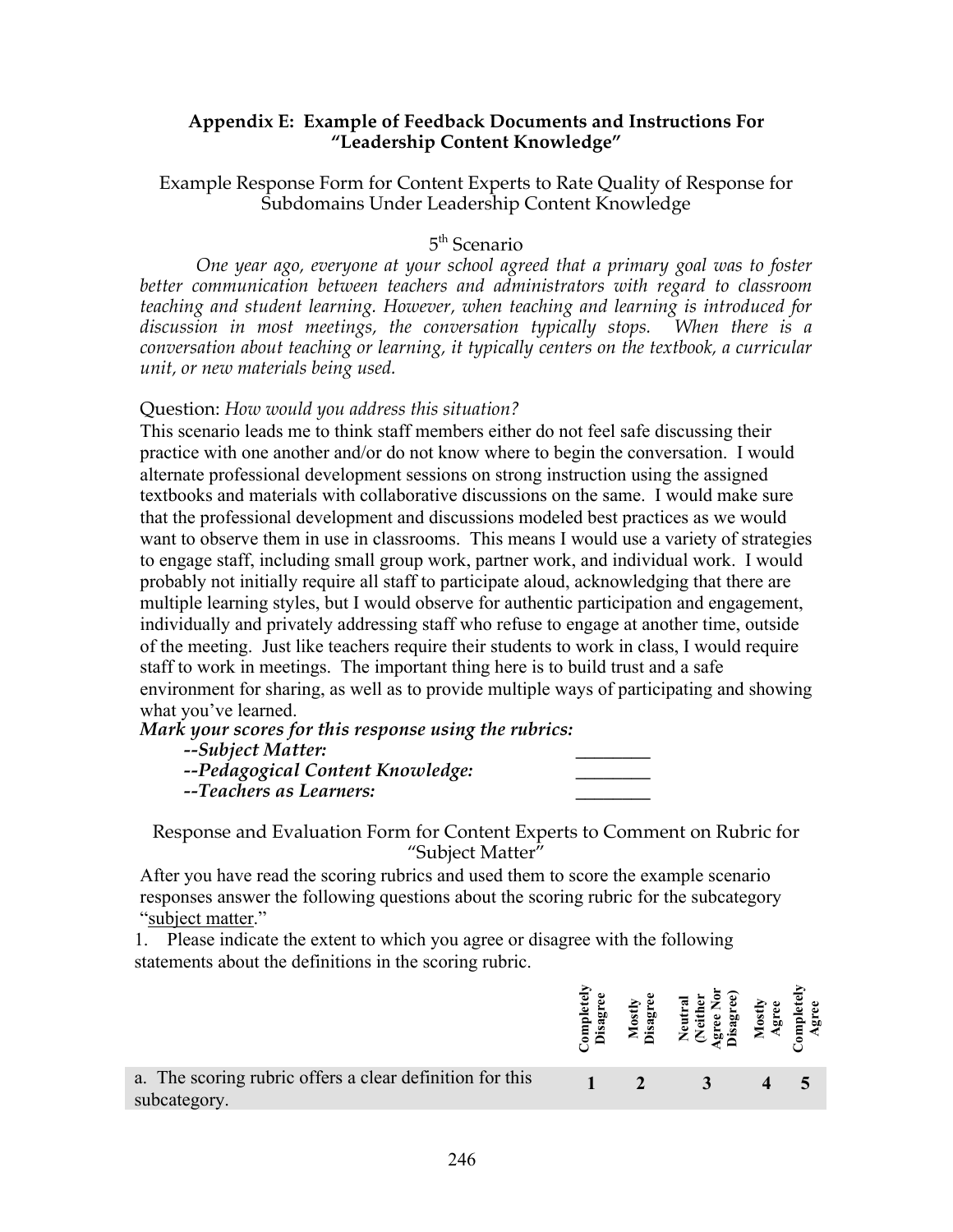## Appendix E: Example of Feedback Documents and Instructions For "Leadership Content Knowledge"

### Example Response Form for Content Experts to Rate Quality of Response for Subdomains Under Leadership Content Knowledge

5th Scenario

*One year ago, everyone at your school agreed that a primary goal was to foster better communication between teachers and administrators with regard to classroom teaching and student learning. However, when teaching and learning is introduced for discussion in most meetings, the conversation typically stops. When there is a conversation about teaching or learning, it typically centers on the textbook, a curricular unit, or new materials being used.*

Question: *How would you address this situation?*

This scenario leads me to think staff members either do not feel safe discussing their practice with one another and/or do not know where to begin the conversation. I would alternate professional development sessions on strong instruction using the assigned textbooks and materials with collaborative discussions on the same. I would make sure that the professional development and discussions modeled best practices as we would want to observe them in use in classrooms. This means I would use a variety of strategies to engage staff, including small group work, partner work, and individual work. I would probably not initially require all staff to participate aloud, acknowledging that there are multiple learning styles, but I would observe for authentic participation and engagement, individually and privately addressing staff who refuse to engage at another time, outside of the meeting. Just like teachers require their students to work in class, I would require staff to work in meetings. The important thing here is to build trust and a safe environment for sharing, as well as to provide multiple ways of participating and showing what you've learned.

***Mark your scores for this response using the rubrics:***

***--Subject Matter:*** ________

***--Pedagogical Content Knowledge:*** ________

***--Teachers as Learners:*** ________

### Response and Evaluation Form for Content Experts to Comment on Rubric for "Subject Matter"

After you have read the scoring rubrics and used them to score the example scenario responses answer the following questions about the scoring rubric for the subcategory "subject matter."

1. Please indicate the extent to which you agree or disagree with the following statements about the definitions in the scoring rubric.

| | Completely Disagree | Mostly Disagree | Neutral (Neither Agree Nor Disagree) | Mostly Agree | Completely Agree |
|---|---|---|---|---|---|
| a. The scoring rubric offers a clear definition for this subcategory. | **1** | **2** | **3** | **4** | **5** |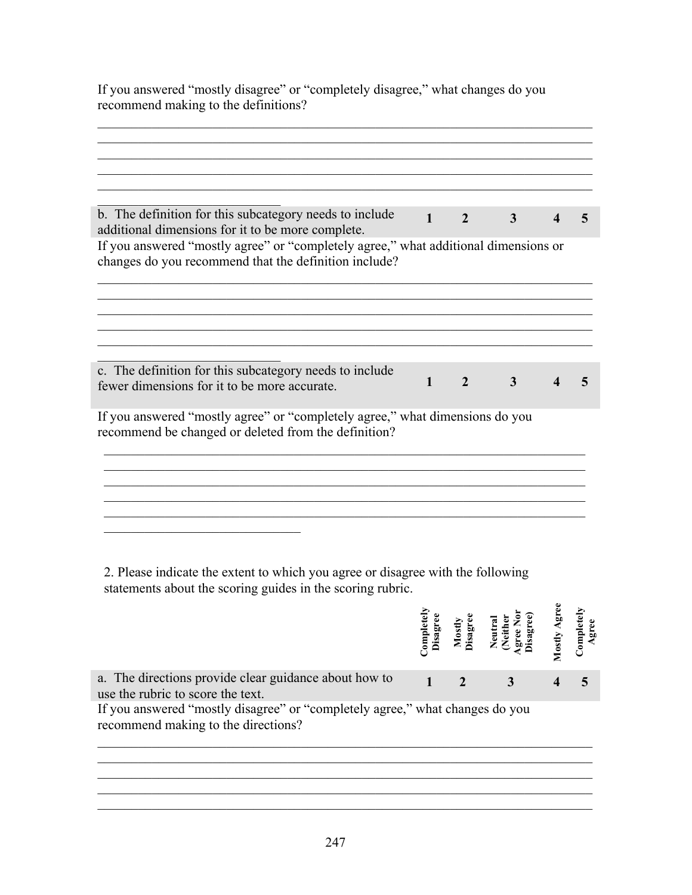If you answered “mostly disagree” or “completely disagree,” what changes do you recommend making to the definitions?

______________________________________________________________________________
______________________________________________________________________________
______________________________________________________________________________
______________________________________________________________________________
______________________________________________________________________________
_____________________________

| | | | | | |
|---|---|---|---|---|---|
| b. The definition for this subcategory needs to include additional dimensions for it to be more complete. | 1 | 2 | 3 | 4 | 5 |

If you answered “mostly agree” or “completely agree,” what additional dimensions or changes do you recommend that the definition include?

______________________________________________________________________________
______________________________________________________________________________
______________________________________________________________________________
______________________________________________________________________________
______________________________________________________________________________
_____________________________

| | | | | | |
|---|---|---|---|---|---|
| c. The definition for this subcategory needs to include fewer dimensions for it to be more accurate. | 1 | 2 | 3 | 4 | 5 |

If you answered “mostly agree” or “completely agree,” what dimensions do you recommend be changed or deleted from the definition?

______________________________________________________________________________
______________________________________________________________________________
______________________________________________________________________________
______________________________________________________________________________
______________________________________________________________________________
_____________________________

2. Please indicate the extent to which you agree or disagree with the following statements about the scoring guides in the scoring rubric.

| | Completely Disagree | Mostly Disagree | Neutral (Neither Agree Nor Disagree) | Mostly Agree | Completely Agree |
|---|---|---|---|---|---|
| a. The directions provide clear guidance about how to use the rubric to score the text. | 1 | 2 | 3 | 4 | 5 |

If you answered “mostly disagree” or “completely agree,” what changes do you recommend making to the directions?

______________________________________________________________________________
______________________________________________________________________________
______________________________________________________________________________
______________________________________________________________________________
______________________________________________________________________________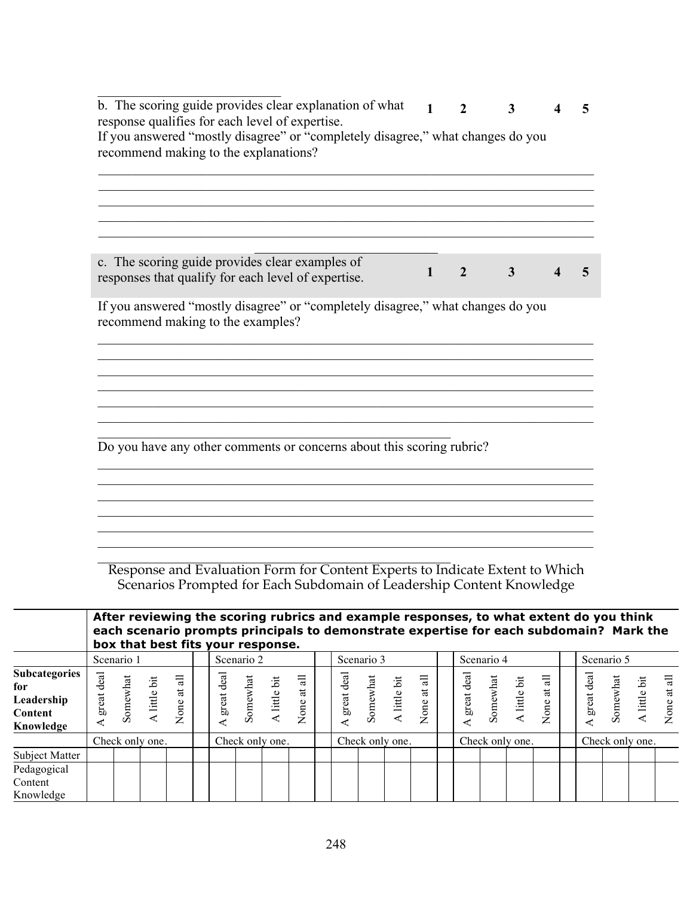b. The scoring guide provides clear explanation of what response qualifies for each level of expertise. **1 2 3 4 5**

If you answered "mostly disagree" or "completely disagree," what changes do you recommend making to the explanations?

_______________________________________________________________________________
_______________________________________________________________________________
_______________________________________________________________________________
_______________________________________________________________________________
_______________________________________________________________________________

c. The scoring guide provides clear examples of responses that qualify for each level of expertise. **1 2 3 4 5**

If you answered "mostly disagree" or "completely disagree," what changes do you recommend making to the examples?

_______________________________________________________________________________
_______________________________________________________________________________
_______________________________________________________________________________
_______________________________________________________________________________
_______________________________________________________________________________
_______________________________________________________________________________

Do you have any other comments or concerns about this scoring rubric?

_______________________________________________________________________________
_______________________________________________________________________________
_______________________________________________________________________________
_______________________________________________________________________________
_______________________________________________________________________________
_______________________________________________________________________________

## Response and Evaluation Form for Content Experts to Indicate Extent to Which Scenarios Prompted for Each Subdomain of Leadership Content Knowledge

| | **After reviewing the scoring rubrics and example responses, to what extent do you think each scenario prompts principals to demonstrate expertise for each subdomain? Mark the box that best fits your response.** | | | | | | | | | | | | | | | | | | | | | | | |
|---|---|---|---|---|---|---|---|---|---|---|---|---|---|---|---|---|---|---|---|---|---|---|---|---|
| | Scenario 1 | | | | | Scenario 2 | | | | | Scenario 3 | | | | | Scenario 4 | | | | | Scenario 5 | | | |
| **Subcategories for Leadership Content Knowledge** | A great deal | Somewhat | A little bit | None at all | | A great deal | Somewhat | A little bit | None at all | | A great deal | Somewhat | A little bit | None at all | | A great deal | Somewhat | A little bit | None at all | | A great deal | Somewhat | A little bit | None at all |
| | Check only one. | | | | | Check only one. | | | | | Check only one. | | | | | Check only one. | | | | | Check only one. | | | |
| Subject Matter | | | | | | | | | | | | | | | | | | | | | | | | |
| Pedagogical Content Knowledge | | | | | | | | | | | | | | | | | | | | | | | | |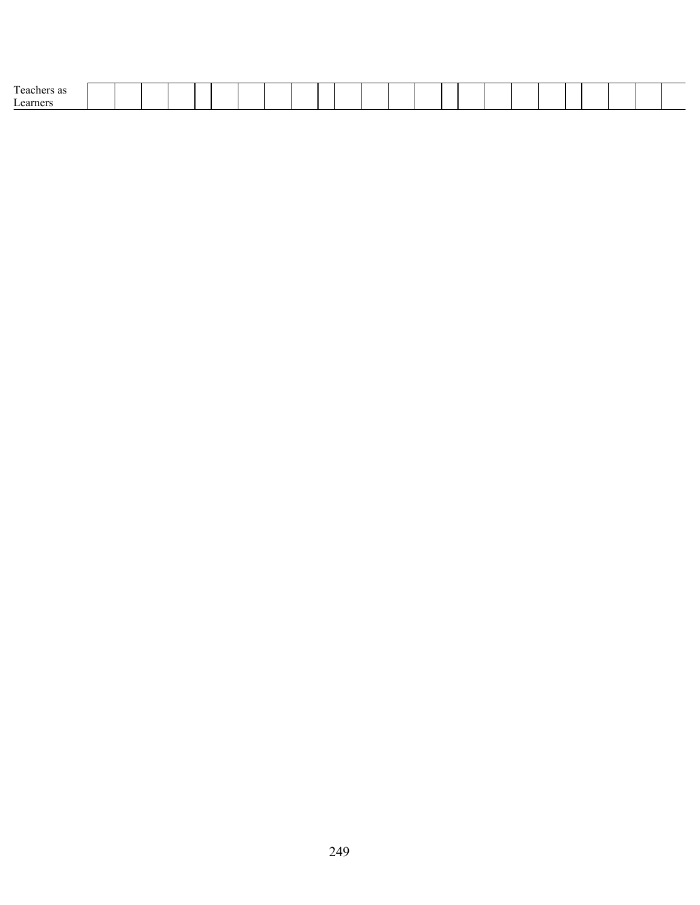| Teachers as Learners | | | | | | | | | | | | | | | | | | | | | | | | |
|---|---|---|---|---|---|---|---|---|---|---|---|---|---|---|---|---|---|---|---|---|---|---|---|---|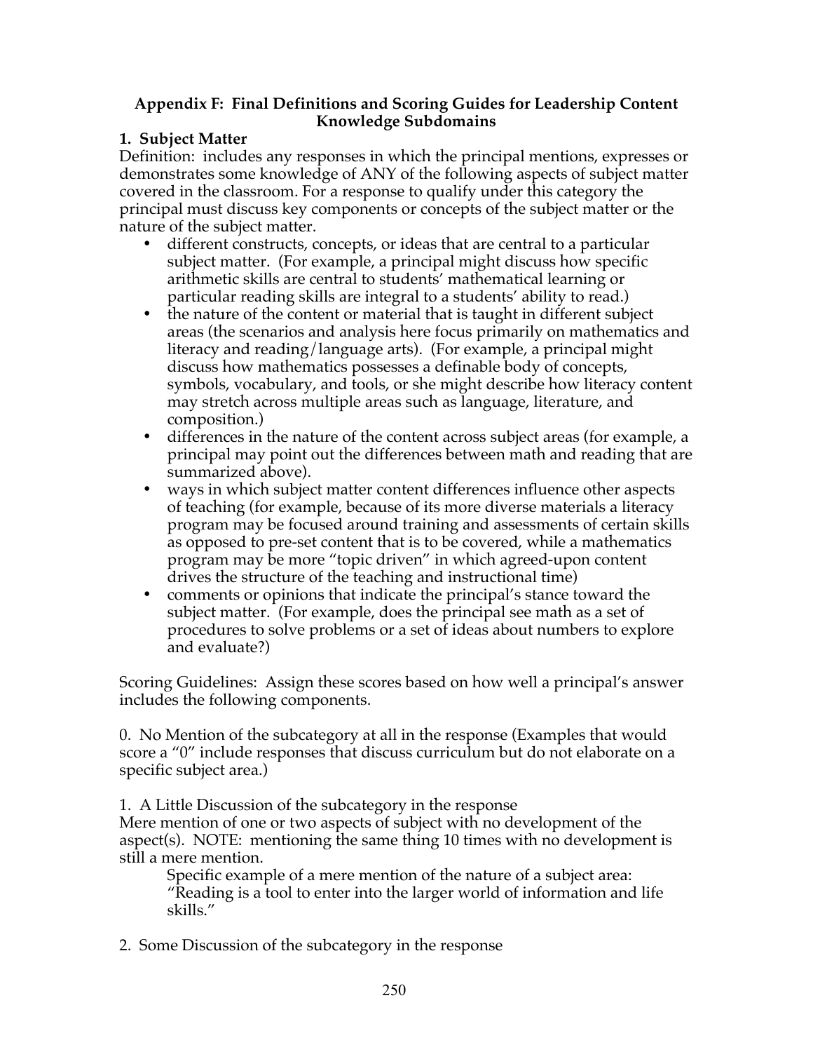## Appendix F: Final Definitions and Scoring Guides for Leadership Content Knowledge Subdomains

### 1. Subject Matter

Definition: includes any responses in which the principal mentions, expresses or demonstrates some knowledge of ANY of the following aspects of subject matter covered in the classroom. For a response to qualify under this category the principal must discuss key components or concepts of the subject matter or the nature of the subject matter.

- different constructs, concepts, or ideas that are central to a particular subject matter. (For example, a principal might discuss how specific arithmetic skills are central to students' mathematical learning or particular reading skills are integral to a students' ability to read.)
- the nature of the content or material that is taught in different subject areas (the scenarios and analysis here focus primarily on mathematics and literacy and reading/language arts). (For example, a principal might discuss how mathematics possesses a definable body of concepts, symbols, vocabulary, and tools, or she might describe how literacy content may stretch across multiple areas such as language, literature, and composition.)
- differences in the nature of the content across subject areas (for example, a principal may point out the differences between math and reading that are summarized above).
- ways in which subject matter content differences influence other aspects of teaching (for example, because of its more diverse materials a literacy program may be focused around training and assessments of certain skills as opposed to pre-set content that is to be covered, while a mathematics program may be more "topic driven" in which agreed-upon content drives the structure of the teaching and instructional time)
- comments or opinions that indicate the principal's stance toward the subject matter. (For example, does the principal see math as a set of procedures to solve problems or a set of ideas about numbers to explore and evaluate?)

Scoring Guidelines: Assign these scores based on how well a principal's answer includes the following components.

0. No Mention of the subcategory at all in the response (Examples that would score a "0" include responses that discuss curriculum but do not elaborate on a specific subject area.)

1. A Little Discussion of the subcategory in the response
Mere mention of one or two aspects of subject with no development of the aspect(s). NOTE: mentioning the same thing 10 times with no development is still a mere mention.

   Specific example of a mere mention of the nature of a subject area: "Reading is a tool to enter into the larger world of information and life skills."

2. Some Discussion of the subcategory in the response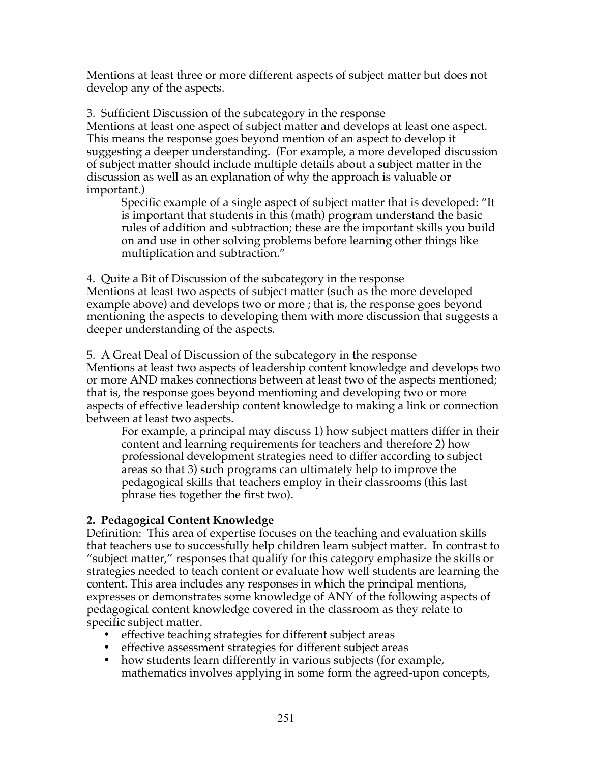Mentions at least three or more different aspects of subject matter but does not develop any of the aspects.

3. Sufficient Discussion of the subcategory in the response
Mentions at least one aspect of subject matter and develops at least one aspect. This means the response goes beyond mention of an aspect to develop it suggesting a deeper understanding. (For example, a more developed discussion of subject matter should include multiple details about a subject matter in the discussion as well as an explanation of why the approach is valuable or important.)

> Specific example of a single aspect of subject matter that is developed: "It is important that students in this (math) program understand the basic rules of addition and subtraction; these are the important skills you build on and use in other solving problems before learning other things like multiplication and subtraction."

4. Quite a Bit of Discussion of the subcategory in the response
Mentions at least two aspects of subject matter (such as the more developed example above) and develops two or more ; that is, the response goes beyond mentioning the aspects to developing them with more discussion that suggests a deeper understanding of the aspects.

5. A Great Deal of Discussion of the subcategory in the response
Mentions at least two aspects of leadership content knowledge and develops two or more AND makes connections between at least two of the aspects mentioned; that is, the response goes beyond mentioning and developing two or more aspects of effective leadership content knowledge to making a link or connection between at least two aspects.

> For example, a principal may discuss 1) how subject matters differ in their content and learning requirements for teachers and therefore 2) how professional development strategies need to differ according to subject areas so that 3) such programs can ultimately help to improve the pedagogical skills that teachers employ in their classrooms (this last phrase ties together the first two).

**2. Pedagogical Content Knowledge**
Definition: This area of expertise focuses on the teaching and evaluation skills that teachers use to successfully help children learn subject matter. In contrast to "subject matter," responses that qualify for this category emphasize the skills or strategies needed to teach content or evaluate how well students are learning the content. This area includes any responses in which the principal mentions, expresses or demonstrates some knowledge of ANY of the following aspects of pedagogical content knowledge covered in the classroom as they relate to specific subject matter.

- effective teaching strategies for different subject areas
- effective assessment strategies for different subject areas
- how students learn differently in various subjects (for example, mathematics involves applying in some form the agreed-upon concepts,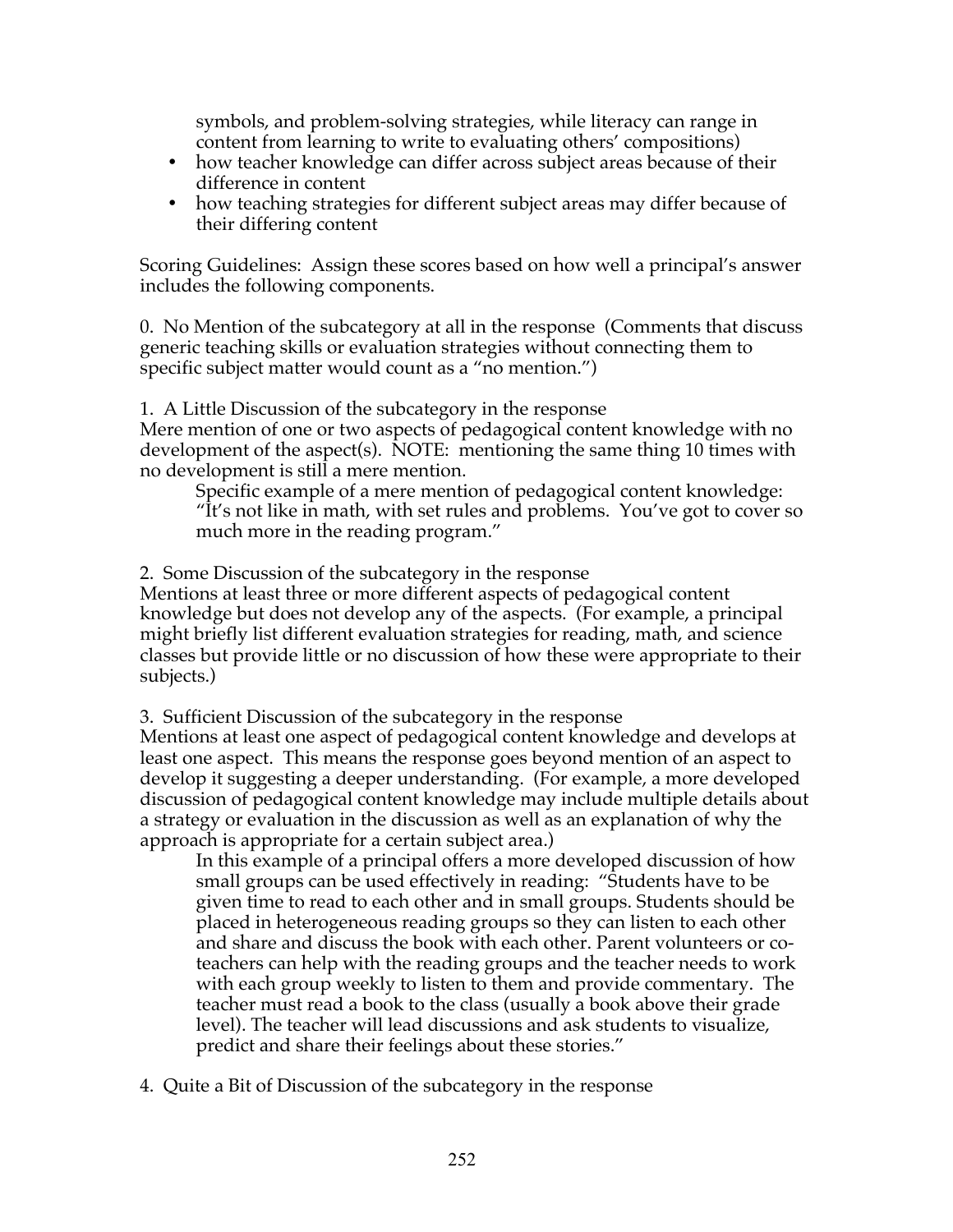symbols, and problem-solving strategies, while literacy can range in content from learning to write to evaluating others' compositions)

- how teacher knowledge can differ across subject areas because of their difference in content
- how teaching strategies for different subject areas may differ because of their differing content

Scoring Guidelines: Assign these scores based on how well a principal's answer includes the following components.

0. No Mention of the subcategory at all in the response (Comments that discuss generic teaching skills or evaluation strategies without connecting them to specific subject matter would count as a "no mention.")

1. A Little Discussion of the subcategory in the response
Mere mention of one or two aspects of pedagogical content knowledge with no development of the aspect(s). NOTE: mentioning the same thing 10 times with no development is still a mere mention.

    Specific example of a mere mention of pedagogical content knowledge: "It's not like in math, with set rules and problems. You've got to cover so much more in the reading program."

2. Some Discussion of the subcategory in the response
Mentions at least three or more different aspects of pedagogical content knowledge but does not develop any of the aspects. (For example, a principal might briefly list different evaluation strategies for reading, math, and science classes but provide little or no discussion of how these were appropriate to their subjects.)

3. Sufficient Discussion of the subcategory in the response
Mentions at least one aspect of pedagogical content knowledge and develops at least one aspect. This means the response goes beyond mention of an aspect to develop it suggesting a deeper understanding. (For example, a more developed discussion of pedagogical content knowledge may include multiple details about a strategy or evaluation in the discussion as well as an explanation of why the approach is appropriate for a certain subject area.)

    In this example of a principal offers a more developed discussion of how small groups can be used effectively in reading: "Students have to be given time to read to each other and in small groups. Students should be placed in heterogeneous reading groups so they can listen to each other and share and discuss the book with each other. Parent volunteers or co-teachers can help with the reading groups and the teacher needs to work with each group weekly to listen to them and provide commentary. The teacher must read a book to the class (usually a book above their grade level). The teacher will lead discussions and ask students to visualize, predict and share their feelings about these stories."

4. Quite a Bit of Discussion of the subcategory in the response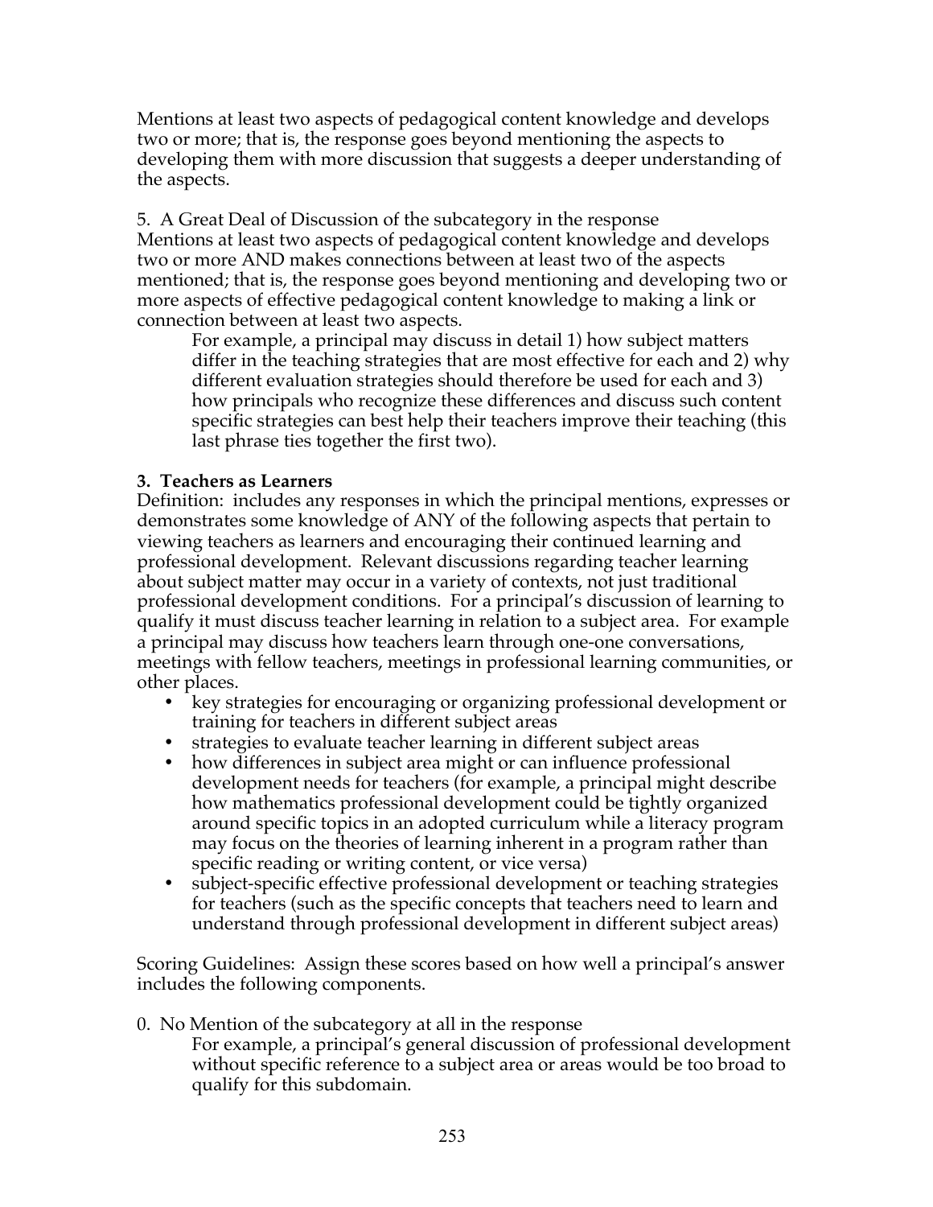Mentions at least two aspects of pedagogical content knowledge and develops two or more; that is, the response goes beyond mentioning the aspects to developing them with more discussion that suggests a deeper understanding of the aspects.

5. A Great Deal of Discussion of the subcategory in the response
Mentions at least two aspects of pedagogical content knowledge and develops two or more AND makes connections between at least two of the aspects mentioned; that is, the response goes beyond mentioning and developing two or more aspects of effective pedagogical content knowledge to making a link or connection between at least two aspects.

> For example, a principal may discuss in detail 1) how subject matters differ in the teaching strategies that are most effective for each and 2) why different evaluation strategies should therefore be used for each and 3) how principals who recognize these differences and discuss such content specific strategies can best help their teachers improve their teaching (this last phrase ties together the first two).

**3. Teachers as Learners**
Definition: includes any responses in which the principal mentions, expresses or demonstrates some knowledge of ANY of the following aspects that pertain to viewing teachers as learners and encouraging their continued learning and professional development. Relevant discussions regarding teacher learning about subject matter may occur in a variety of contexts, not just traditional professional development conditions. For a principal's discussion of learning to qualify it must discuss teacher learning in relation to a subject area. For example a principal may discuss how teachers learn through one-one conversations, meetings with fellow teachers, meetings in professional learning communities, or other places.

- key strategies for encouraging or organizing professional development or training for teachers in different subject areas
- strategies to evaluate teacher learning in different subject areas
- how differences in subject area might or can influence professional development needs for teachers (for example, a principal might describe how mathematics professional development could be tightly organized around specific topics in an adopted curriculum while a literacy program may focus on the theories of learning inherent in a program rather than specific reading or writing content, or vice versa)
- subject-specific effective professional development or teaching strategies for teachers (such as the specific concepts that teachers need to learn and understand through professional development in different subject areas)

Scoring Guidelines: Assign these scores based on how well a principal's answer includes the following components.

0. No Mention of the subcategory at all in the response

> For example, a principal's general discussion of professional development without specific reference to a subject area or areas would be too broad to qualify for this subdomain.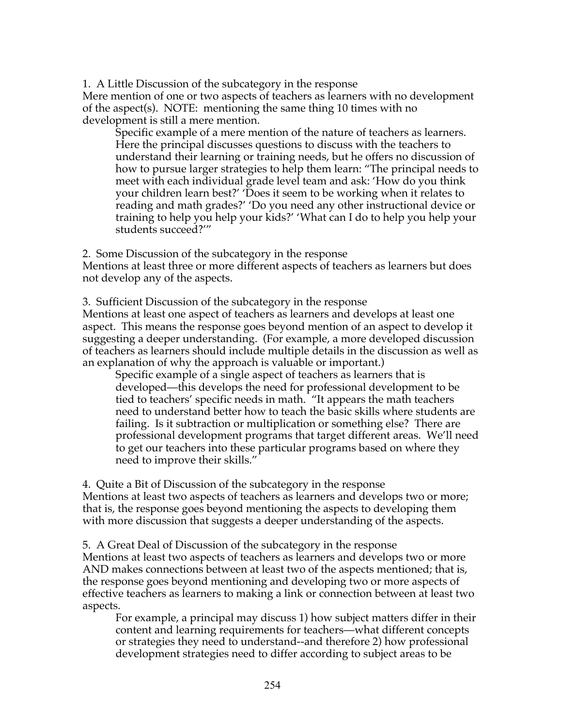1. A Little Discussion of the subcategory in the response

Mere mention of one or two aspects of teachers as learners with no development of the aspect(s). NOTE: mentioning the same thing 10 times with no development is still a mere mention.

> Specific example of a mere mention of the nature of teachers as learners. Here the principal discusses questions to discuss with the teachers to understand their learning or training needs, but he offers no discussion of how to pursue larger strategies to help them learn: "The principal needs to meet with each individual grade level team and ask: 'How do you think your children learn best?' 'Does it seem to be working when it relates to reading and math grades?' 'Do you need any other instructional device or training to help you help your kids?' 'What can I do to help you help your students succeed?'"

2. Some Discussion of the subcategory in the response

Mentions at least three or more different aspects of teachers as learners but does not develop any of the aspects.

3. Sufficient Discussion of the subcategory in the response

Mentions at least one aspect of teachers as learners and develops at least one aspect. This means the response goes beyond mention of an aspect to develop it suggesting a deeper understanding. (For example, a more developed discussion of teachers as learners should include multiple details in the discussion as well as an explanation of why the approach is valuable or important.)

> Specific example of a single aspect of teachers as learners that is developed—this develops the need for professional development to be tied to teachers' specific needs in math. "It appears the math teachers need to understand better how to teach the basic skills where students are failing. Is it subtraction or multiplication or something else? There are professional development programs that target different areas. We'll need to get our teachers into these particular programs based on where they need to improve their skills."

4. Quite a Bit of Discussion of the subcategory in the response

Mentions at least two aspects of teachers as learners and develops two or more; that is, the response goes beyond mentioning the aspects to developing them with more discussion that suggests a deeper understanding of the aspects.

5. A Great Deal of Discussion of the subcategory in the response

Mentions at least two aspects of teachers as learners and develops two or more AND makes connections between at least two of the aspects mentioned; that is, the response goes beyond mentioning and developing two or more aspects of effective teachers as learners to making a link or connection between at least two aspects.

> For example, a principal may discuss 1) how subject matters differ in their content and learning requirements for teachers—what different concepts or strategies they need to understand--and therefore 2) how professional development strategies need to differ according to subject areas to be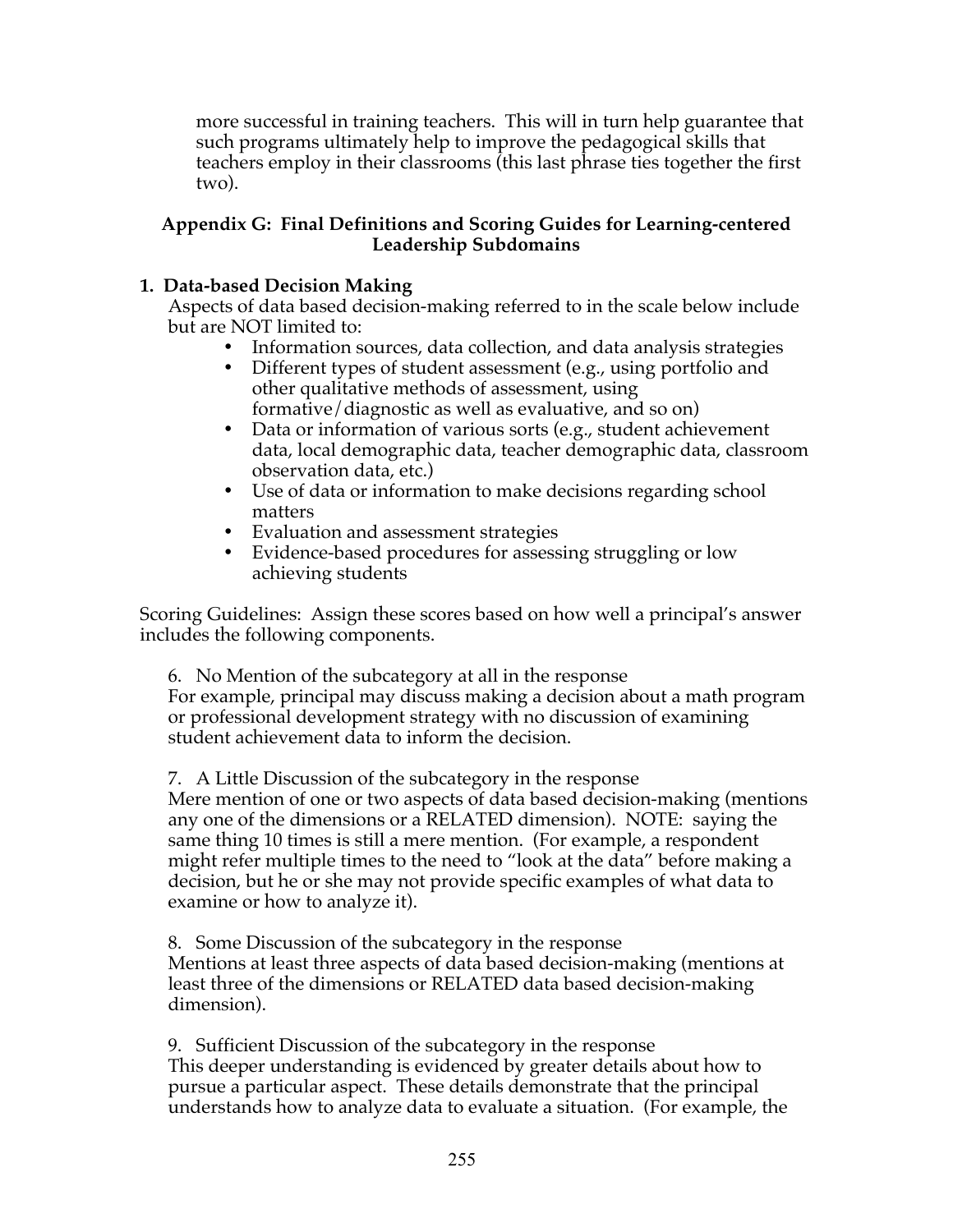more successful in training teachers. This will in turn help guarantee that such programs ultimately help to improve the pedagogical skills that teachers employ in their classrooms (this last phrase ties together the first two).

## Appendix G: Final Definitions and Scoring Guides for Learning-centered Leadership Subdomains

### 1. Data-based Decision Making

Aspects of data based decision-making referred to in the scale below include but are NOT limited to:

- Information sources, data collection, and data analysis strategies
- Different types of student assessment (e.g., using portfolio and other qualitative methods of assessment, using formative/diagnostic as well as evaluative, and so on)
- Data or information of various sorts (e.g., student achievement data, local demographic data, teacher demographic data, classroom observation data, etc.)
- Use of data or information to make decisions regarding school matters
- Evaluation and assessment strategies
- Evidence-based procedures for assessing struggling or low achieving students

Scoring Guidelines: Assign these scores based on how well a principal's answer includes the following components.

6. No Mention of the subcategory at all in the response
For example, principal may discuss making a decision about a math program or professional development strategy with no discussion of examining student achievement data to inform the decision.

7. A Little Discussion of the subcategory in the response
Mere mention of one or two aspects of data based decision-making (mentions any one of the dimensions or a RELATED dimension). NOTE: saying the same thing 10 times is still a mere mention. (For example, a respondent might refer multiple times to the need to "look at the data" before making a decision, but he or she may not provide specific examples of what data to examine or how to analyze it).

8. Some Discussion of the subcategory in the response
Mentions at least three aspects of data based decision-making (mentions at least three of the dimensions or RELATED data based decision-making dimension).

9. Sufficient Discussion of the subcategory in the response
This deeper understanding is evidenced by greater details about how to pursue a particular aspect. These details demonstrate that the principal understands how to analyze data to evaluate a situation. (For example, the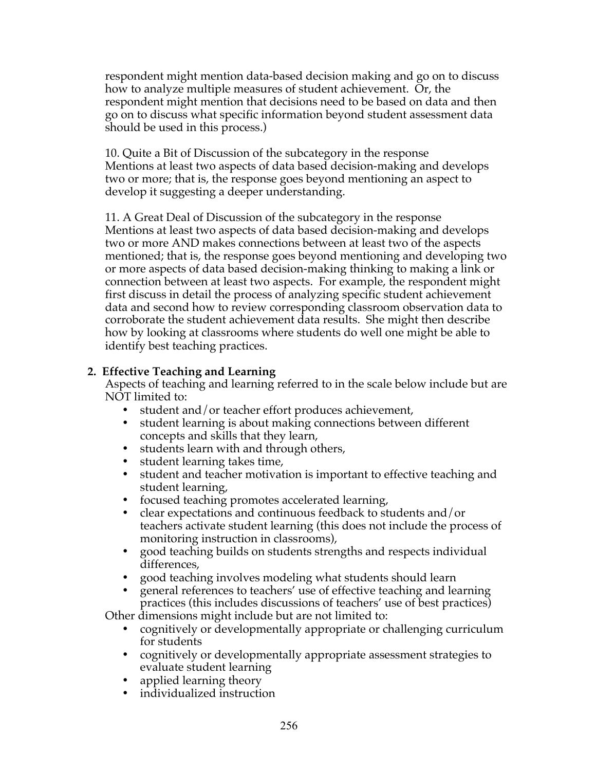respondent might mention data-based decision making and go on to discuss how to analyze multiple measures of student achievement. Or, the respondent might mention that decisions need to be based on data and then go on to discuss what specific information beyond student assessment data should be used in this process.)

10. Quite a Bit of Discussion of the subcategory in the response
Mentions at least two aspects of data based decision-making and develops two or more; that is, the response goes beyond mentioning an aspect to develop it suggesting a deeper understanding.

11. A Great Deal of Discussion of the subcategory in the response
Mentions at least two aspects of data based decision-making and develops two or more AND makes connections between at least two of the aspects mentioned; that is, the response goes beyond mentioning and developing two or more aspects of data based decision-making thinking to making a link or connection between at least two aspects. For example, the respondent might first discuss in detail the process of analyzing specific student achievement data and second how to review corresponding classroom observation data to corroborate the student achievement data results. She might then describe how by looking at classrooms where students do well one might be able to identify best teaching practices.

**2. Effective Teaching and Learning**

Aspects of teaching and learning referred to in the scale below include but are NOT limited to:

- student and/or teacher effort produces achievement,
- student learning is about making connections between different concepts and skills that they learn,
- students learn with and through others,
- student learning takes time,
- student and teacher motivation is important to effective teaching and student learning,
- focused teaching promotes accelerated learning,
- clear expectations and continuous feedback to students and/or teachers activate student learning (this does not include the process of monitoring instruction in classrooms),
- good teaching builds on students strengths and respects individual differences,
- good teaching involves modeling what students should learn
- general references to teachers' use of effective teaching and learning practices (this includes discussions of teachers' use of best practices)

Other dimensions might include but are not limited to:

- cognitively or developmentally appropriate or challenging curriculum for students
- cognitively or developmentally appropriate assessment strategies to evaluate student learning
- applied learning theory
- individualized instruction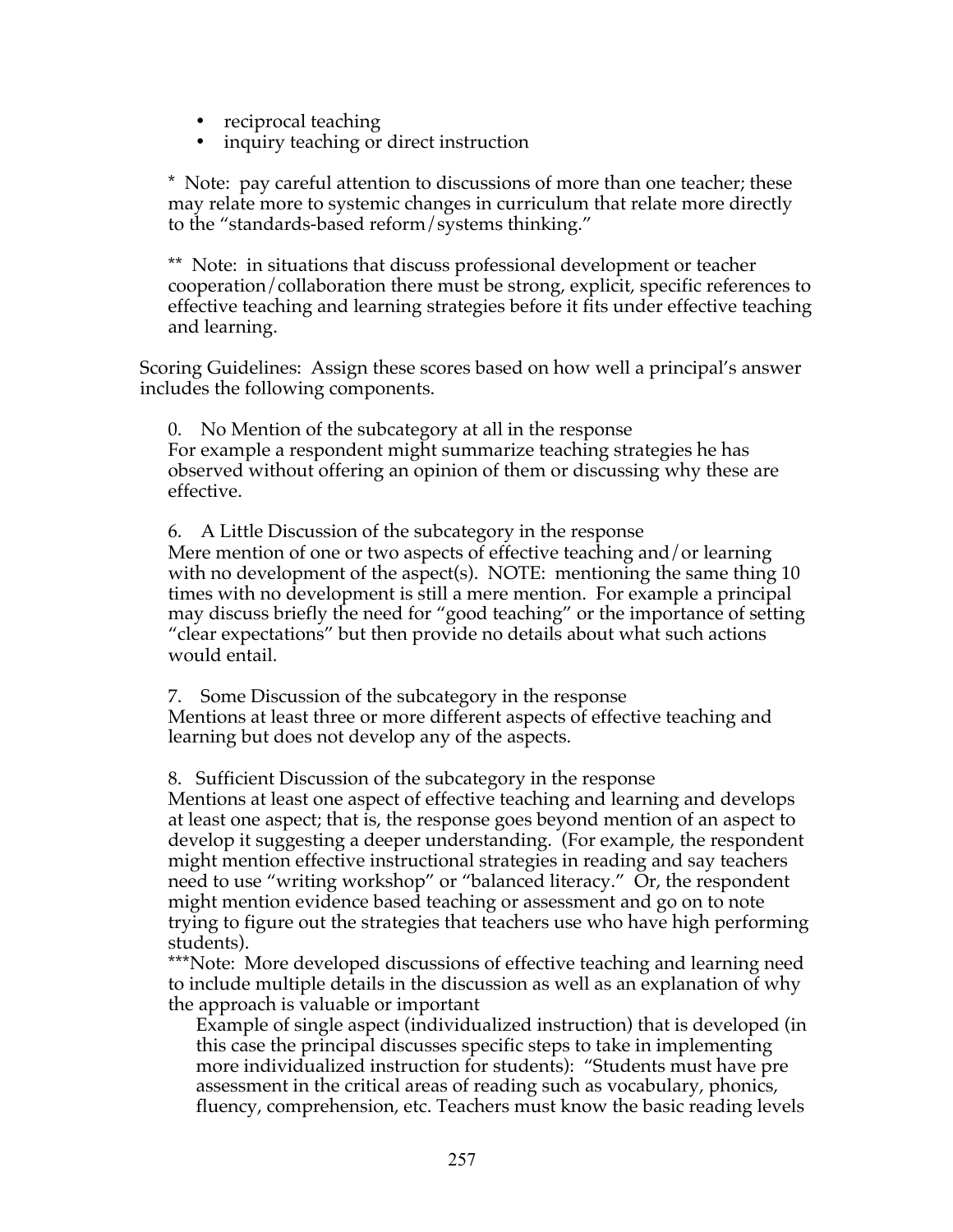- reciprocal teaching
- inquiry teaching or direct instruction

\* Note: pay careful attention to discussions of more than one teacher; these may relate more to systemic changes in curriculum that relate more directly to the "standards-based reform/systems thinking."

\** Note: in situations that discuss professional development or teacher cooperation/collaboration there must be strong, explicit, specific references to effective teaching and learning strategies before it fits under effective teaching and learning.

Scoring Guidelines: Assign these scores based on how well a principal's answer includes the following components.

0. No Mention of the subcategory at all in the response
For example a respondent might summarize teaching strategies he has observed without offering an opinion of them or discussing why these are effective.

6. A Little Discussion of the subcategory in the response
Mere mention of one or two aspects of effective teaching and/or learning with no development of the aspect(s). NOTE: mentioning the same thing 10 times with no development is still a mere mention. For example a principal may discuss briefly the need for "good teaching" or the importance of setting "clear expectations" but then provide no details about what such actions would entail.

7. Some Discussion of the subcategory in the response
Mentions at least three or more different aspects of effective teaching and learning but does not develop any of the aspects.

8. Sufficient Discussion of the subcategory in the response
Mentions at least one aspect of effective teaching and learning and develops at least one aspect; that is, the response goes beyond mention of an aspect to develop it suggesting a deeper understanding. (For example, the respondent might mention effective instructional strategies in reading and say teachers need to use "writing workshop" or "balanced literacy." Or, the respondent might mention evidence based teaching or assessment and go on to note trying to figure out the strategies that teachers use who have high performing students).
\***Note: More developed discussions of effective teaching and learning need to include multiple details in the discussion as well as an explanation of why the approach is valuable or important

Example of single aspect (individualized instruction) that is developed (in this case the principal discusses specific steps to take in implementing more individualized instruction for students): "Students must have pre assessment in the critical areas of reading such as vocabulary, phonics, fluency, comprehension, etc. Teachers must know the basic reading levels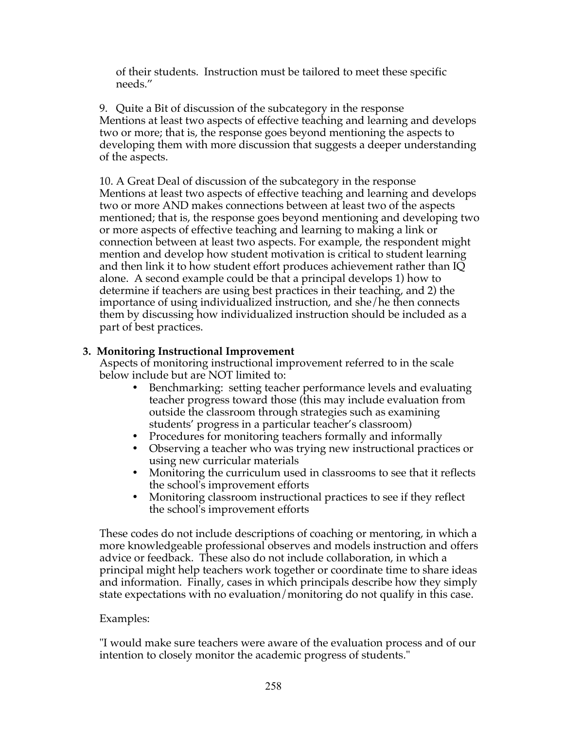of their students. Instruction must be tailored to meet these specific needs."

9. Quite a Bit of discussion of the subcategory in the response
Mentions at least two aspects of effective teaching and learning and develops two or more; that is, the response goes beyond mentioning the aspects to developing them with more discussion that suggests a deeper understanding of the aspects.

10. A Great Deal of discussion of the subcategory in the response
Mentions at least two aspects of effective teaching and learning and develops two or more AND makes connections between at least two of the aspects mentioned; that is, the response goes beyond mentioning and developing two or more aspects of effective teaching and learning to making a link or connection between at least two aspects. For example, the respondent might mention and develop how student motivation is critical to student learning and then link it to how student effort produces achievement rather than IQ alone. A second example could be that a principal develops 1) how to determine if teachers are using best practices in their teaching, and 2) the importance of using individualized instruction, and she/he then connects them by discussing how individualized instruction should be included as a part of best practices.

**3. Monitoring Instructional Improvement**

Aspects of monitoring instructional improvement referred to in the scale below include but are NOT limited to:

- Benchmarking: setting teacher performance levels and evaluating teacher progress toward those (this may include evaluation from outside the classroom through strategies such as examining students' progress in a particular teacher's classroom)
- Procedures for monitoring teachers formally and informally
- Observing a teacher who was trying new instructional practices or using new curricular materials
- Monitoring the curriculum used in classrooms to see that it reflects the school's improvement efforts
- Monitoring classroom instructional practices to see if they reflect the school's improvement efforts

These codes do not include descriptions of coaching or mentoring, in which a more knowledgeable professional observes and models instruction and offers advice or feedback. These also do not include collaboration, in which a principal might help teachers work together or coordinate time to share ideas and information. Finally, cases in which principals describe how they simply state expectations with no evaluation/monitoring do not qualify in this case.

Examples:

"I would make sure teachers were aware of the evaluation process and of our intention to closely monitor the academic progress of students."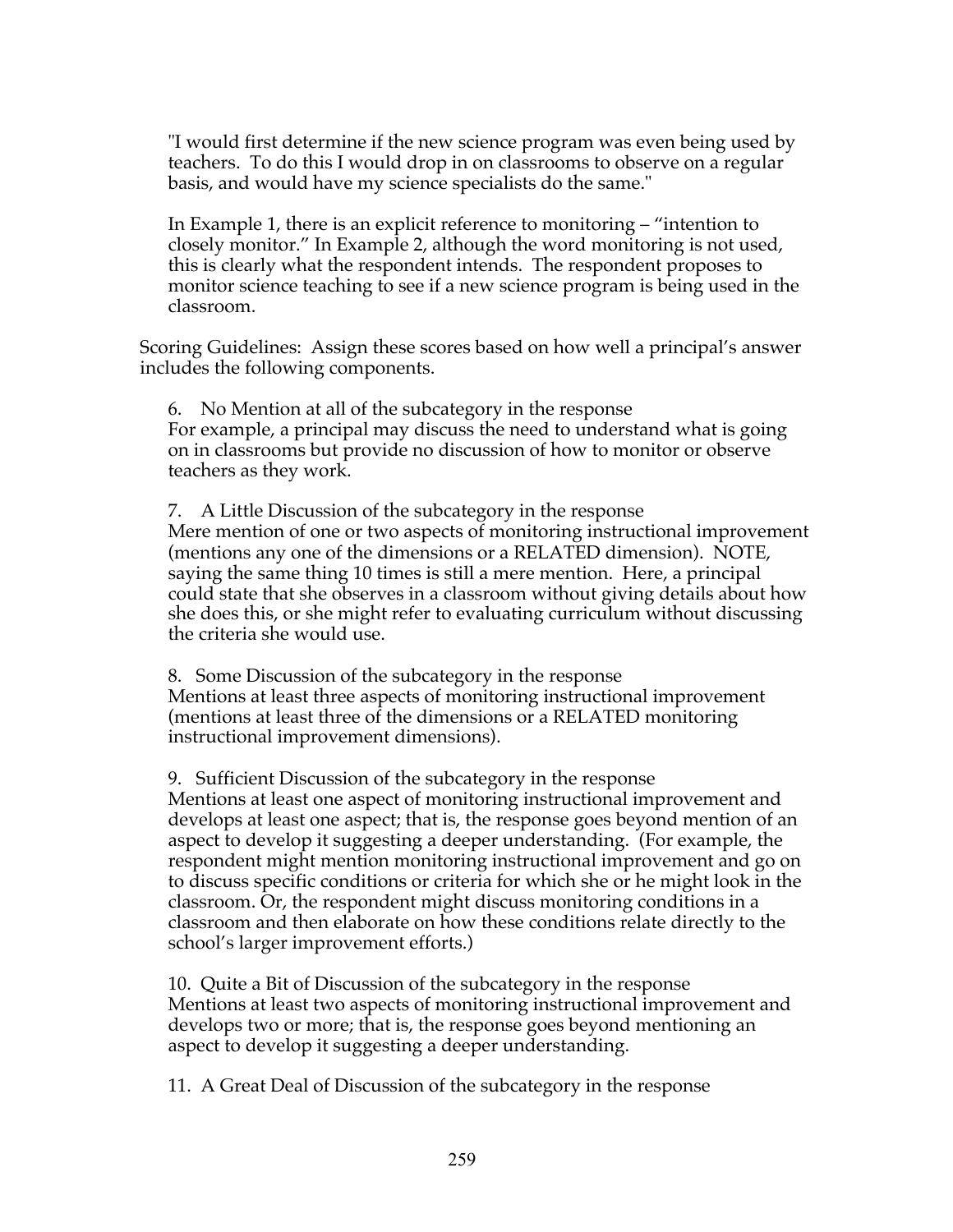"I would first determine if the new science program was even being used by teachers. To do this I would drop in on classrooms to observe on a regular basis, and would have my science specialists do the same."

In Example 1, there is an explicit reference to monitoring – "intention to closely monitor." In Example 2, although the word monitoring is not used, this is clearly what the respondent intends. The respondent proposes to monitor science teaching to see if a new science program is being used in the classroom.

Scoring Guidelines: Assign these scores based on how well a principal's answer includes the following components.

6. No Mention at all of the subcategory in the response
For example, a principal may discuss the need to understand what is going on in classrooms but provide no discussion of how to monitor or observe teachers as they work.

7. A Little Discussion of the subcategory in the response
Mere mention of one or two aspects of monitoring instructional improvement (mentions any one of the dimensions or a RELATED dimension). NOTE, saying the same thing 10 times is still a mere mention. Here, a principal could state that she observes in a classroom without giving details about how she does this, or she might refer to evaluating curriculum without discussing the criteria she would use.

8. Some Discussion of the subcategory in the response
Mentions at least three aspects of monitoring instructional improvement (mentions at least three of the dimensions or a RELATED monitoring instructional improvement dimensions).

9. Sufficient Discussion of the subcategory in the response
Mentions at least one aspect of monitoring instructional improvement and develops at least one aspect; that is, the response goes beyond mention of an aspect to develop it suggesting a deeper understanding. (For example, the respondent might mention monitoring instructional improvement and go on to discuss specific conditions or criteria for which she or he might look in the classroom. Or, the respondent might discuss monitoring conditions in a classroom and then elaborate on how these conditions relate directly to the school's larger improvement efforts.)

10. Quite a Bit of Discussion of the subcategory in the response
Mentions at least two aspects of monitoring instructional improvement and develops two or more; that is, the response goes beyond mentioning an aspect to develop it suggesting a deeper understanding.

11. A Great Deal of Discussion of the subcategory in the response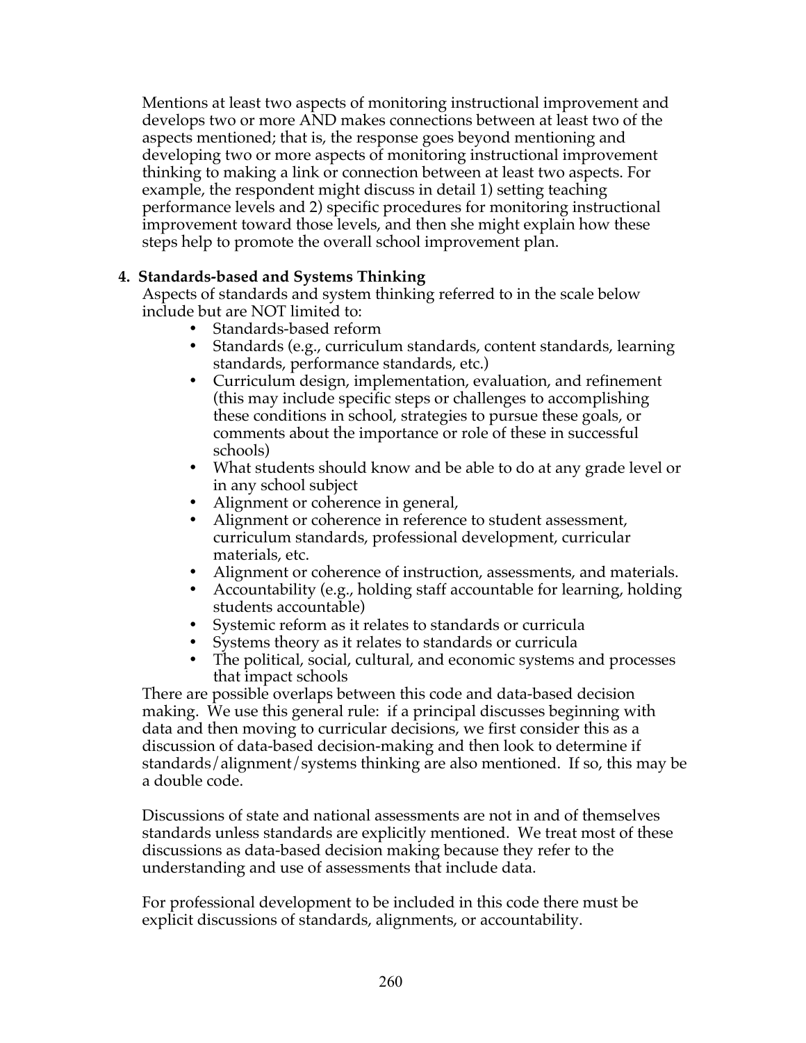Mentions at least two aspects of monitoring instructional improvement and develops two or more AND makes connections between at least two of the aspects mentioned; that is, the response goes beyond mentioning and developing two or more aspects of monitoring instructional improvement thinking to making a link or connection between at least two aspects. For example, the respondent might discuss in detail 1) setting teaching performance levels and 2) specific procedures for monitoring instructional improvement toward those levels, and then she might explain how these steps help to promote the overall school improvement plan.

**4. Standards-based and Systems Thinking**

Aspects of standards and system thinking referred to in the scale below include but are NOT limited to:

- Standards-based reform
- Standards (e.g., curriculum standards, content standards, learning standards, performance standards, etc.)
- Curriculum design, implementation, evaluation, and refinement (this may include specific steps or challenges to accomplishing these conditions in school, strategies to pursue these goals, or comments about the importance or role of these in successful schools)
- What students should know and be able to do at any grade level or in any school subject
- Alignment or coherence in general,
- Alignment or coherence in reference to student assessment, curriculum standards, professional development, curricular materials, etc.
- Alignment or coherence of instruction, assessments, and materials.
- Accountability (e.g., holding staff accountable for learning, holding students accountable)
- Systemic reform as it relates to standards or curricula
- Systems theory as it relates to standards or curricula
- The political, social, cultural, and economic systems and processes that impact schools

There are possible overlaps between this code and data-based decision making. We use this general rule: if a principal discusses beginning with data and then moving to curricular decisions, we first consider this as a discussion of data-based decision-making and then look to determine if standards/alignment/systems thinking are also mentioned. If so, this may be a double code.

Discussions of state and national assessments are not in and of themselves standards unless standards are explicitly mentioned. We treat most of these discussions as data-based decision making because they refer to the understanding and use of assessments that include data.

For professional development to be included in this code there must be explicit discussions of standards, alignments, or accountability.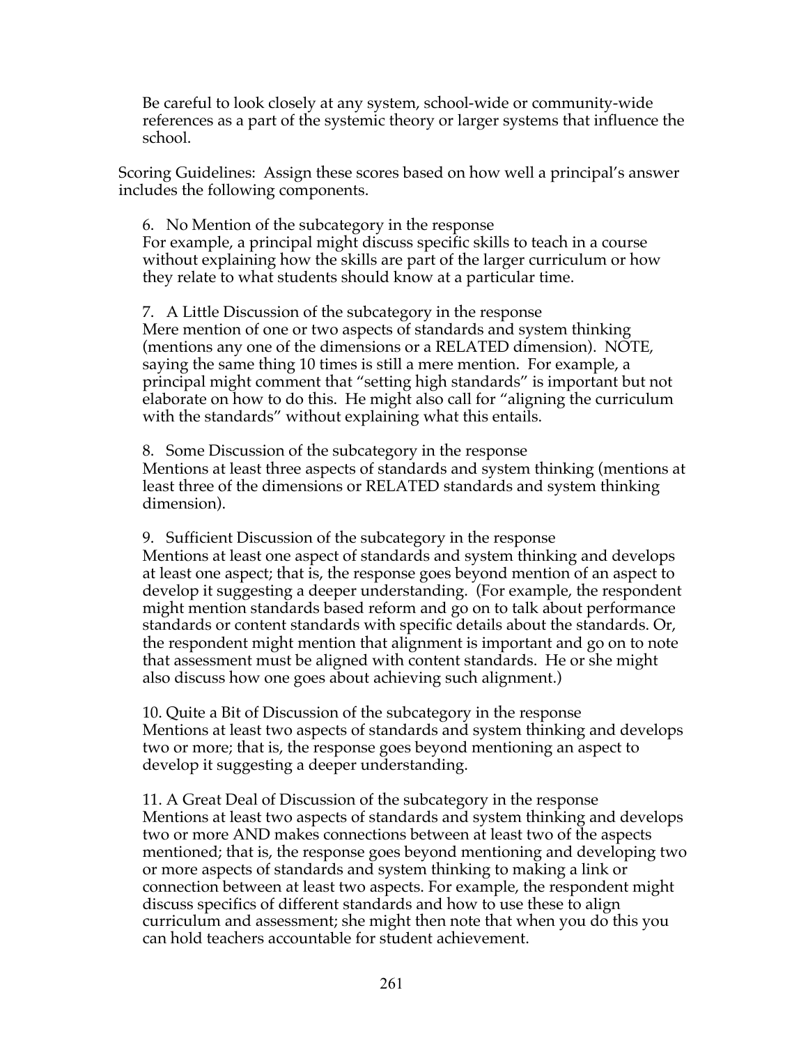Be careful to look closely at any system, school-wide or community-wide references as a part of the systemic theory or larger systems that influence the school.

Scoring Guidelines: Assign these scores based on how well a principal's answer includes the following components.

6. No Mention of the subcategory in the response
For example, a principal might discuss specific skills to teach in a course without explaining how the skills are part of the larger curriculum or how they relate to what students should know at a particular time.

7. A Little Discussion of the subcategory in the response
Mere mention of one or two aspects of standards and system thinking (mentions any one of the dimensions or a RELATED dimension). NOTE, saying the same thing 10 times is still a mere mention. For example, a principal might comment that "setting high standards" is important but not elaborate on how to do this. He might also call for "aligning the curriculum with the standards" without explaining what this entails.

8. Some Discussion of the subcategory in the response
Mentions at least three aspects of standards and system thinking (mentions at least three of the dimensions or RELATED standards and system thinking dimension).

9. Sufficient Discussion of the subcategory in the response
Mentions at least one aspect of standards and system thinking and develops at least one aspect; that is, the response goes beyond mention of an aspect to develop it suggesting a deeper understanding. (For example, the respondent might mention standards based reform and go on to talk about performance standards or content standards with specific details about the standards. Or, the respondent might mention that alignment is important and go on to note that assessment must be aligned with content standards. He or she might also discuss how one goes about achieving such alignment.)

10. Quite a Bit of Discussion of the subcategory in the response
Mentions at least two aspects of standards and system thinking and develops two or more; that is, the response goes beyond mentioning an aspect to develop it suggesting a deeper understanding.

11. A Great Deal of Discussion of the subcategory in the response
Mentions at least two aspects of standards and system thinking and develops two or more AND makes connections between at least two of the aspects mentioned; that is, the response goes beyond mentioning and developing two or more aspects of standards and system thinking to making a link or connection between at least two aspects. For example, the respondent might discuss specifics of different standards and how to use these to align curriculum and assessment; she might then note that when you do this you can hold teachers accountable for student achievement.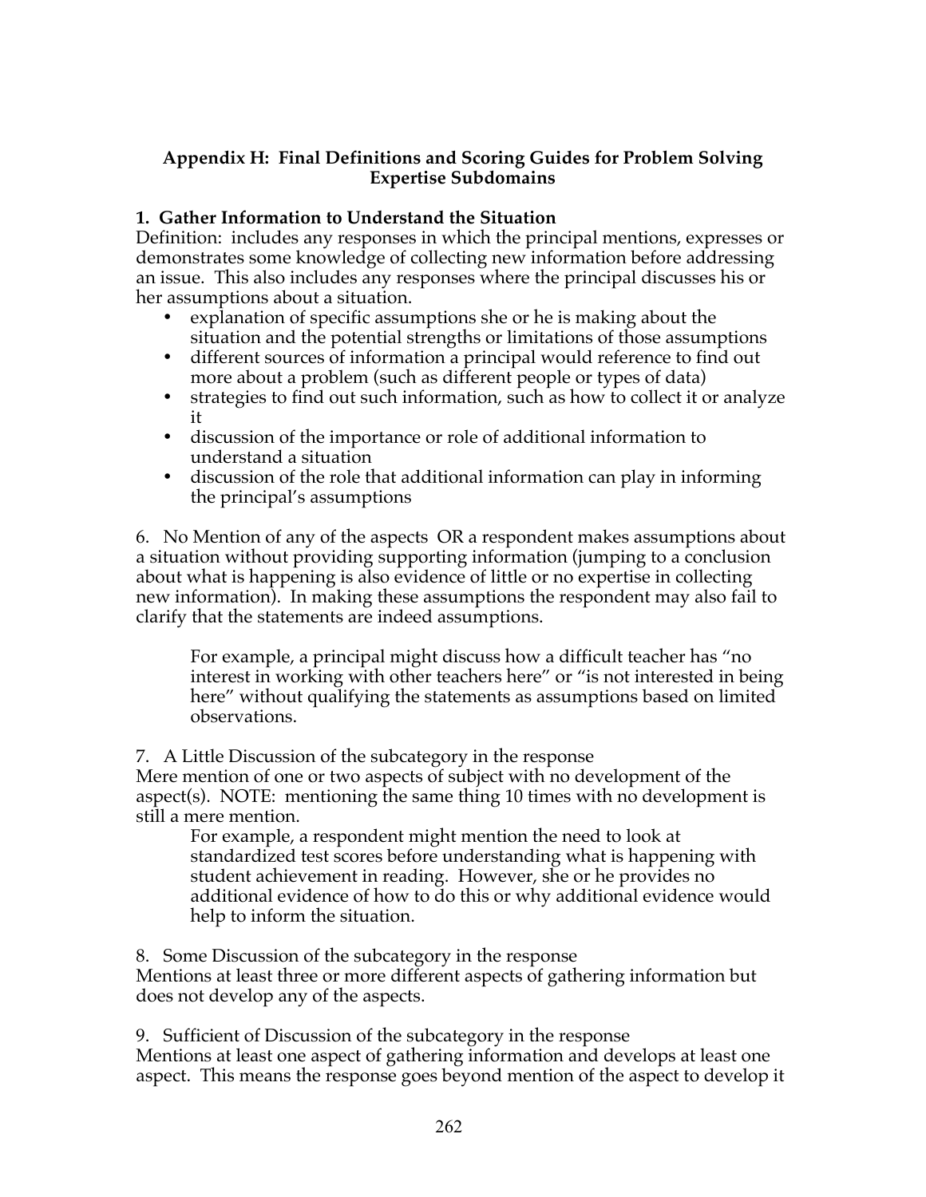**Appendix H: Final Definitions and Scoring Guides for Problem Solving Expertise Subdomains**

**1. Gather Information to Understand the Situation**

Definition: includes any responses in which the principal mentions, expresses or demonstrates some knowledge of collecting new information before addressing an issue. This also includes any responses where the principal discusses his or her assumptions about a situation.

- explanation of specific assumptions she or he is making about the situation and the potential strengths or limitations of those assumptions
- different sources of information a principal would reference to find out more about a problem (such as different people or types of data)
- strategies to find out such information, such as how to collect it or analyze it
- discussion of the importance or role of additional information to understand a situation
- discussion of the role that additional information can play in informing the principal's assumptions

6. No Mention of any of the aspects OR a respondent makes assumptions about a situation without providing supporting information (jumping to a conclusion about what is happening is also evidence of little or no expertise in collecting new information). In making these assumptions the respondent may also fail to clarify that the statements are indeed assumptions.

> For example, a principal might discuss how a difficult teacher has "no interest in working with other teachers here" or "is not interested in being here" without qualifying the statements as assumptions based on limited observations.

7. A Little Discussion of the subcategory in the response
Mere mention of one or two aspects of subject with no development of the aspect(s). NOTE: mentioning the same thing 10 times with no development is still a mere mention.

> For example, a respondent might mention the need to look at standardized test scores before understanding what is happening with student achievement in reading. However, she or he provides no additional evidence of how to do this or why additional evidence would help to inform the situation.

8. Some Discussion of the subcategory in the response
Mentions at least three or more different aspects of gathering information but does not develop any of the aspects.

9. Sufficient of Discussion of the subcategory in the response
Mentions at least one aspect of gathering information and develops at least one aspect. This means the response goes beyond mention of the aspect to develop it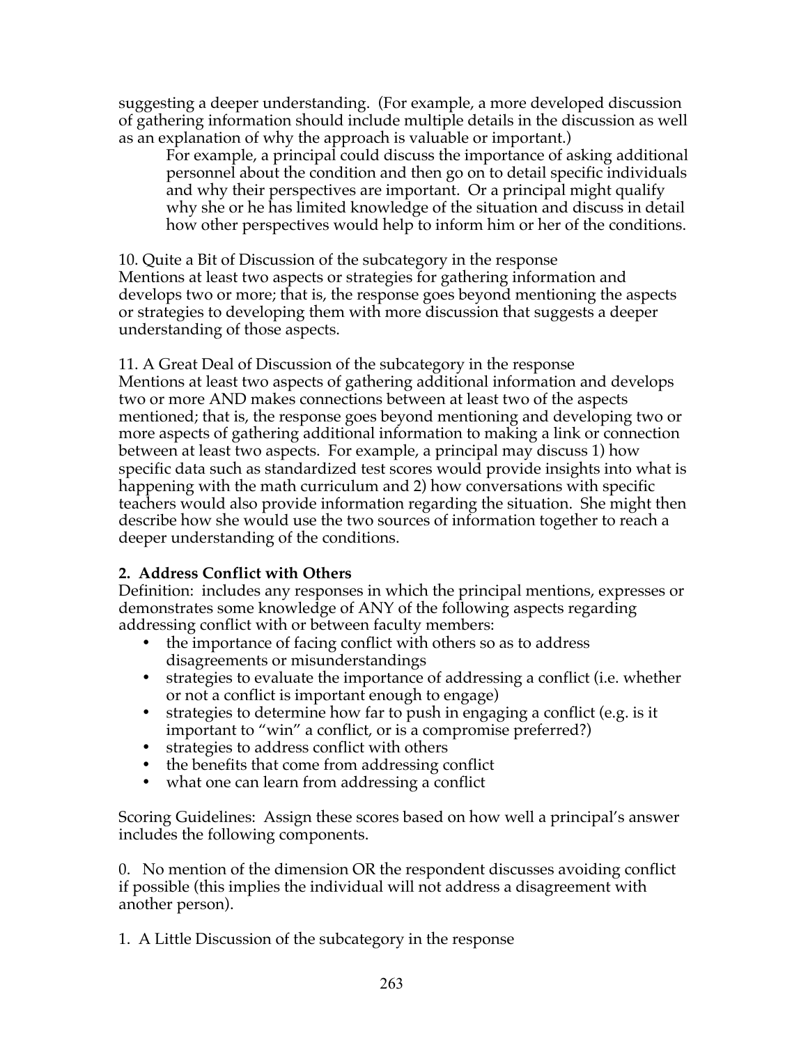suggesting a deeper understanding. (For example, a more developed discussion of gathering information should include multiple details in the discussion as well as an explanation of why the approach is valuable or important.)

> For example, a principal could discuss the importance of asking additional personnel about the condition and then go on to detail specific individuals and why their perspectives are important. Or a principal might qualify why she or he has limited knowledge of the situation and discuss in detail how other perspectives would help to inform him or her of the conditions.

10. Quite a Bit of Discussion of the subcategory in the response
Mentions at least two aspects or strategies for gathering information and develops two or more; that is, the response goes beyond mentioning the aspects or strategies to developing them with more discussion that suggests a deeper understanding of those aspects.

11. A Great Deal of Discussion of the subcategory in the response
Mentions at least two aspects of gathering additional information and develops two or more AND makes connections between at least two of the aspects mentioned; that is, the response goes beyond mentioning and developing two or more aspects of gathering additional information to making a link or connection between at least two aspects. For example, a principal may discuss 1) how specific data such as standardized test scores would provide insights into what is happening with the math curriculum and 2) how conversations with specific teachers would also provide information regarding the situation. She might then describe how she would use the two sources of information together to reach a deeper understanding of the conditions.

**2. Address Conflict with Others**

Definition: includes any responses in which the principal mentions, expresses or demonstrates some knowledge of ANY of the following aspects regarding addressing conflict with or between faculty members:

- the importance of facing conflict with others so as to address disagreements or misunderstandings
- strategies to evaluate the importance of addressing a conflict (i.e. whether or not a conflict is important enough to engage)
- strategies to determine how far to push in engaging a conflict (e.g. is it important to "win" a conflict, or is a compromise preferred?)
- strategies to address conflict with others
- the benefits that come from addressing conflict
- what one can learn from addressing a conflict

Scoring Guidelines: Assign these scores based on how well a principal's answer includes the following components.

0. No mention of the dimension OR the respondent discusses avoiding conflict if possible (this implies the individual will not address a disagreement with another person).

1. A Little Discussion of the subcategory in the response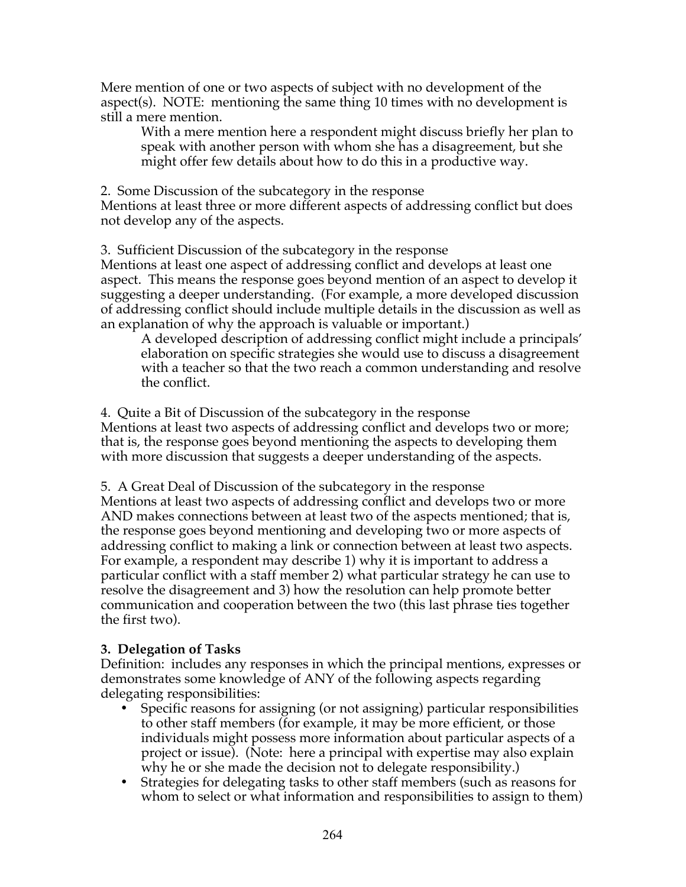Mere mention of one or two aspects of subject with no development of the aspect(s). NOTE: mentioning the same thing 10 times with no development is still a mere mention.

> With a mere mention here a respondent might discuss briefly her plan to speak with another person with whom she has a disagreement, but she might offer few details about how to do this in a productive way.

2. Some Discussion of the subcategory in the response
Mentions at least three or more different aspects of addressing conflict but does not develop any of the aspects.

3. Sufficient Discussion of the subcategory in the response
Mentions at least one aspect of addressing conflict and develops at least one aspect. This means the response goes beyond mention of an aspect to develop it suggesting a deeper understanding. (For example, a more developed discussion of addressing conflict should include multiple details in the discussion as well as an explanation of why the approach is valuable or important.)

> A developed description of addressing conflict might include a principals' elaboration on specific strategies she would use to discuss a disagreement with a teacher so that the two reach a common understanding and resolve the conflict.

4. Quite a Bit of Discussion of the subcategory in the response
Mentions at least two aspects of addressing conflict and develops two or more; that is, the response goes beyond mentioning the aspects to developing them with more discussion that suggests a deeper understanding of the aspects.

5. A Great Deal of Discussion of the subcategory in the response
Mentions at least two aspects of addressing conflict and develops two or more AND makes connections between at least two of the aspects mentioned; that is, the response goes beyond mentioning and developing two or more aspects of addressing conflict to making a link or connection between at least two aspects. For example, a respondent may describe 1) why it is important to address a particular conflict with a staff member 2) what particular strategy he can use to resolve the disagreement and 3) how the resolution can help promote better communication and cooperation between the two (this last phrase ties together the first two).

**3. Delegation of Tasks**

Definition: includes any responses in which the principal mentions, expresses or demonstrates some knowledge of ANY of the following aspects regarding delegating responsibilities:

- Specific reasons for assigning (or not assigning) particular responsibilities to other staff members (for example, it may be more efficient, or those individuals might possess more information about particular aspects of a project or issue). (Note: here a principal with expertise may also explain why he or she made the decision not to delegate responsibility.)
- Strategies for delegating tasks to other staff members (such as reasons for whom to select or what information and responsibilities to assign to them)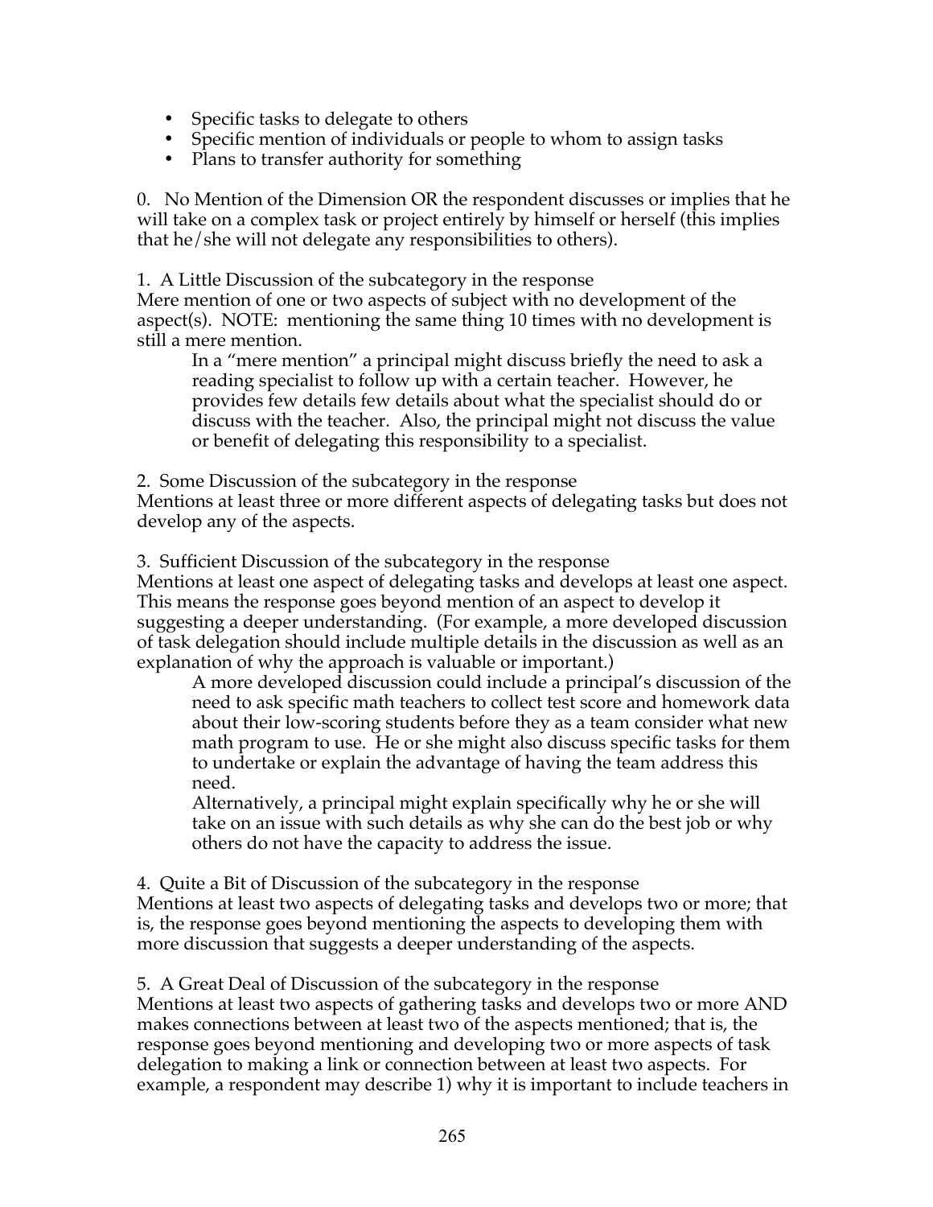- Specific tasks to delegate to others
- Specific mention of individuals or people to whom to assign tasks
- Plans to transfer authority for something

0. No Mention of the Dimension OR the respondent discusses or implies that he will take on a complex task or project entirely by himself or herself (this implies that he/she will not delegate any responsibilities to others).

1. A Little Discussion of the subcategory in the response
Mere mention of one or two aspects of subject with no development of the aspect(s). NOTE: mentioning the same thing 10 times with no development is still a mere mention.

    In a "mere mention" a principal might discuss briefly the need to ask a reading specialist to follow up with a certain teacher. However, he provides few details few details about what the specialist should do or discuss with the teacher. Also, the principal might not discuss the value or benefit of delegating this responsibility to a specialist.

2. Some Discussion of the subcategory in the response
Mentions at least three or more different aspects of delegating tasks but does not develop any of the aspects.

3. Sufficient Discussion of the subcategory in the response
Mentions at least one aspect of delegating tasks and develops at least one aspect. This means the response goes beyond mention of an aspect to develop it suggesting a deeper understanding. (For example, a more developed discussion of task delegation should include multiple details in the discussion as well as an explanation of why the approach is valuable or important.)

    A more developed discussion could include a principal's discussion of the need to ask specific math teachers to collect test score and homework data about their low-scoring students before they as a team consider what new math program to use. He or she might also discuss specific tasks for them to undertake or explain the advantage of having the team address this need.

    Alternatively, a principal might explain specifically why he or she will take on an issue with such details as why she can do the best job or why others do not have the capacity to address the issue.

4. Quite a Bit of Discussion of the subcategory in the response
Mentions at least two aspects of delegating tasks and develops two or more; that is, the response goes beyond mentioning the aspects to developing them with more discussion that suggests a deeper understanding of the aspects.

5. A Great Deal of Discussion of the subcategory in the response
Mentions at least two aspects of gathering tasks and develops two or more AND makes connections between at least two of the aspects mentioned; that is, the response goes beyond mentioning and developing two or more aspects of task delegation to making a link or connection between at least two aspects. For example, a respondent may describe 1) why it is important to include teachers in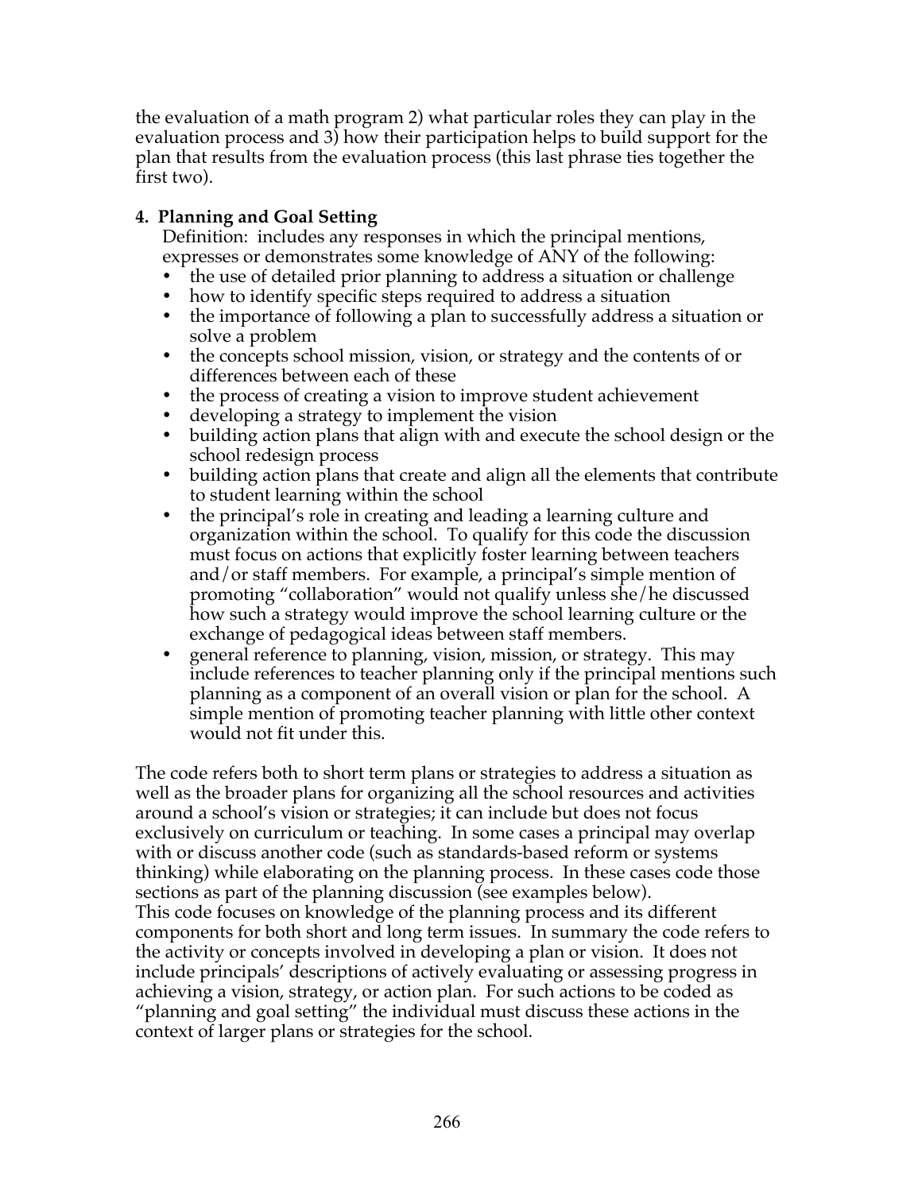the evaluation of a math program 2) what particular roles they can play in the evaluation process and 3) how their participation helps to build support for the plan that results from the evaluation process (this last phrase ties together the first two).

**4. Planning and Goal Setting**

Definition: includes any responses in which the principal mentions, expresses or demonstrates some knowledge of ANY of the following:

- the use of detailed prior planning to address a situation or challenge
- how to identify specific steps required to address a situation
- the importance of following a plan to successfully address a situation or solve a problem
- the concepts school mission, vision, or strategy and the contents of or differences between each of these
- the process of creating a vision to improve student achievement
- developing a strategy to implement the vision
- building action plans that align with and execute the school design or the school redesign process
- building action plans that create and align all the elements that contribute to student learning within the school
- the principal's role in creating and leading a learning culture and organization within the school. To qualify for this code the discussion must focus on actions that explicitly foster learning between teachers and/or staff members. For example, a principal's simple mention of promoting "collaboration" would not qualify unless she/he discussed how such a strategy would improve the school learning culture or the exchange of pedagogical ideas between staff members.
- general reference to planning, vision, mission, or strategy. This may include references to teacher planning only if the principal mentions such planning as a component of an overall vision or plan for the school. A simple mention of promoting teacher planning with little other context would not fit under this.

The code refers both to short term plans or strategies to address a situation as well as the broader plans for organizing all the school resources and activities around a school's vision or strategies; it can include but does not focus exclusively on curriculum or teaching. In some cases a principal may overlap with or discuss another code (such as standards-based reform or systems thinking) while elaborating on the planning process. In these cases code those sections as part of the planning discussion (see examples below).
This code focuses on knowledge of the planning process and its different components for both short and long term issues. In summary the code refers to the activity or concepts involved in developing a plan or vision. It does not include principals' descriptions of actively evaluating or assessing progress in achieving a vision, strategy, or action plan. For such actions to be coded as "planning and goal setting" the individual must discuss these actions in the context of larger plans or strategies for the school.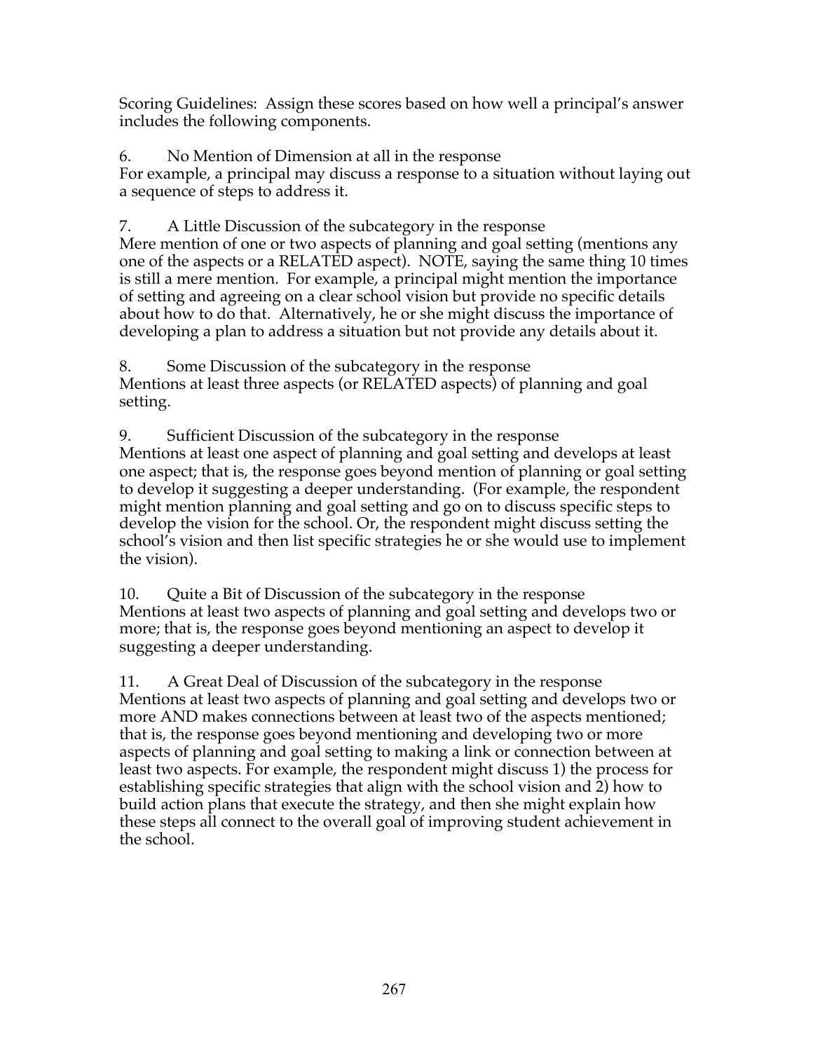Scoring Guidelines: Assign these scores based on how well a principal's answer includes the following components.

6. No Mention of Dimension at all in the response
For example, a principal may discuss a response to a situation without laying out a sequence of steps to address it.

7. A Little Discussion of the subcategory in the response
Mere mention of one or two aspects of planning and goal setting (mentions any one of the aspects or a RELATED aspect). NOTE, saying the same thing 10 times is still a mere mention. For example, a principal might mention the importance of setting and agreeing on a clear school vision but provide no specific details about how to do that. Alternatively, he or she might discuss the importance of developing a plan to address a situation but not provide any details about it.

8. Some Discussion of the subcategory in the response
Mentions at least three aspects (or RELATED aspects) of planning and goal setting.

9. Sufficient Discussion of the subcategory in the response
Mentions at least one aspect of planning and goal setting and develops at least one aspect; that is, the response goes beyond mention of planning or goal setting to develop it suggesting a deeper understanding. (For example, the respondent might mention planning and goal setting and go on to discuss specific steps to develop the vision for the school. Or, the respondent might discuss setting the school's vision and then list specific strategies he or she would use to implement the vision).

10. Quite a Bit of Discussion of the subcategory in the response
Mentions at least two aspects of planning and goal setting and develops two or more; that is, the response goes beyond mentioning an aspect to develop it suggesting a deeper understanding.

11. A Great Deal of Discussion of the subcategory in the response
Mentions at least two aspects of planning and goal setting and develops two or more AND makes connections between at least two of the aspects mentioned; that is, the response goes beyond mentioning and developing two or more aspects of planning and goal setting to making a link or connection between at least two aspects. For example, the respondent might discuss 1) the process for establishing specific strategies that align with the school vision and 2) how to build action plans that execute the strategy, and then she might explain how these steps all connect to the overall goal of improving student achievement in the school.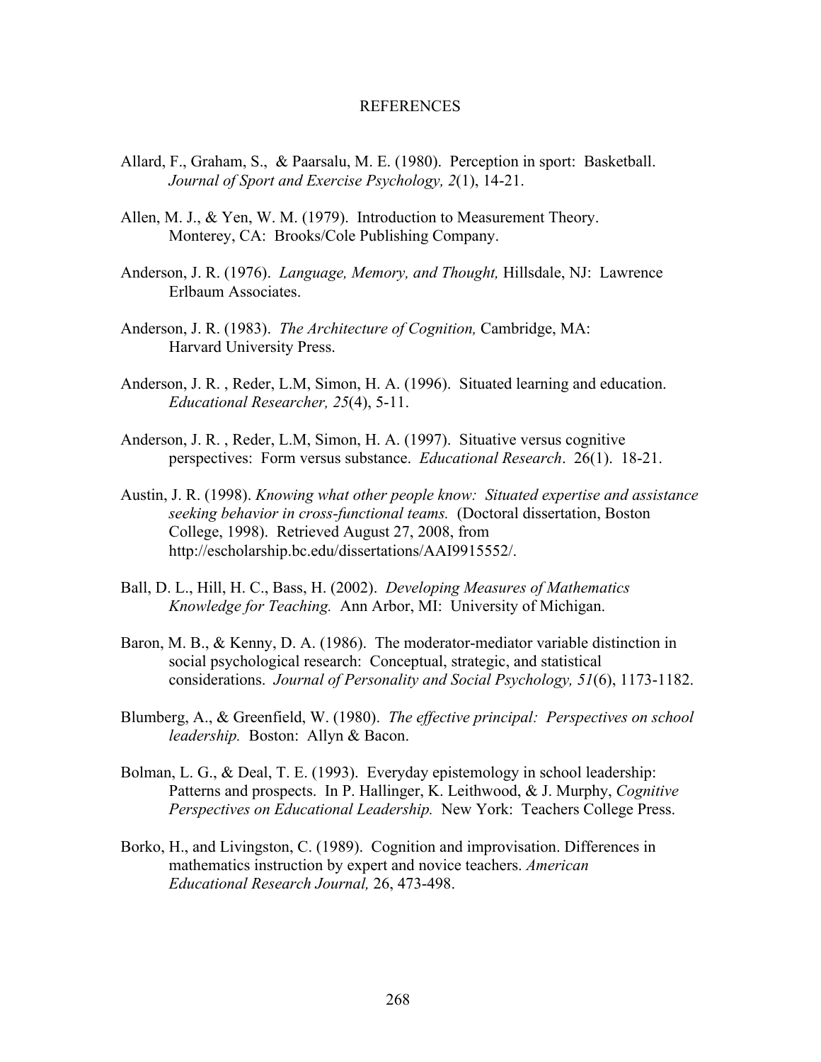# REFERENCES

Allard, F., Graham, S., & Paarsalu, M. E. (1980). Perception in sport: Basketball. *Journal of Sport and Exercise Psychology, 2*(1), 14-21.

Allen, M. J., & Yen, W. M. (1979). Introduction to Measurement Theory. Monterey, CA: Brooks/Cole Publishing Company.

Anderson, J. R. (1976). *Language, Memory, and Thought,* Hillsdale, NJ: Lawrence Erlbaum Associates.

Anderson, J. R. (1983). *The Architecture of Cognition,* Cambridge, MA: Harvard University Press.

Anderson, J. R. , Reder, L.M, Simon, H. A. (1996). Situated learning and education. *Educational Researcher, 25*(4), 5-11.

Anderson, J. R. , Reder, L.M, Simon, H. A. (1997). Situative versus cognitive perspectives: Form versus substance. *Educational Research*. 26(1). 18-21.

Austin, J. R. (1998). *Knowing what other people know: Situated expertise and assistance seeking behavior in cross-functional teams.* (Doctoral dissertation, Boston College, 1998). Retrieved August 27, 2008, from http://escholarship.bc.edu/dissertations/AAI9915552/.

Ball, D. L., Hill, H. C., Bass, H. (2002). *Developing Measures of Mathematics Knowledge for Teaching.* Ann Arbor, MI: University of Michigan.

Baron, M. B., & Kenny, D. A. (1986). The moderator-mediator variable distinction in social psychological research: Conceptual, strategic, and statistical considerations. *Journal of Personality and Social Psychology, 51*(6), 1173-1182.

Blumberg, A., & Greenfield, W. (1980). *The effective principal: Perspectives on school leadership.* Boston: Allyn & Bacon.

Bolman, L. G., & Deal, T. E. (1993). Everyday epistemology in school leadership: Patterns and prospects. In P. Hallinger, K. Leithwood, & J. Murphy, *Cognitive Perspectives on Educational Leadership.* New York: Teachers College Press.

Borko, H., and Livingston, C. (1989). Cognition and improvisation. Differences in mathematics instruction by expert and novice teachers. *American Educational Research Journal,* 26, 473-498.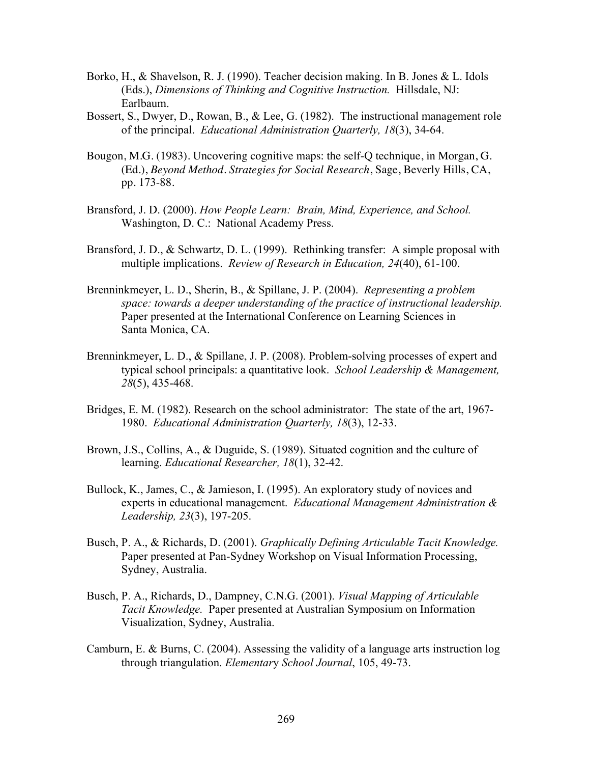Borko, H., & Shavelson, R. J. (1990). Teacher decision making. In B. Jones & L. Idols (Eds.), *Dimensions of Thinking and Cognitive Instruction.* Hillsdale, NJ: Earlbaum.

Bossert, S., Dwyer, D., Rowan, B., & Lee, G. (1982). The instructional management role of the principal. *Educational Administration Quarterly, 18*(3), 34-64.

Bougon, M.G. (1983). Uncovering cognitive maps: the self-Q technique, in Morgan, G. (Ed.), *Beyond Method. Strategies for Social Research*, Sage, Beverly Hills, CA, pp. 173-88.

Bransford, J. D. (2000). *How People Learn: Brain, Mind, Experience, and School.* Washington, D. C.: National Academy Press.

Bransford, J. D., & Schwartz, D. L. (1999). Rethinking transfer: A simple proposal with multiple implications. *Review of Research in Education, 24*(40), 61-100.

Brenninkmeyer, L. D., Sherin, B., & Spillane, J. P. (2004). *Representing a problem space: towards a deeper understanding of the practice of instructional leadership.* Paper presented at the International Conference on Learning Sciences in Santa Monica, CA.

Brenninkmeyer, L. D., & Spillane, J. P. (2008). Problem-solving processes of expert and typical school principals: a quantitative look. *School Leadership & Management, 28*(5), 435-468.

Bridges, E. M. (1982). Research on the school administrator: The state of the art, 1967-1980. *Educational Administration Quarterly, 18*(3), 12-33.

Brown, J.S., Collins, A., & Duguide, S. (1989). Situated cognition and the culture of learning. *Educational Researcher, 18*(1), 32-42.

Bullock, K., James, C., & Jamieson, I. (1995). An exploratory study of novices and experts in educational management. *Educational Management Administration & Leadership, 23*(3), 197-205.

Busch, P. A., & Richards, D. (2001). *Graphically Defining Articulable Tacit Knowledge.* Paper presented at Pan-Sydney Workshop on Visual Information Processing, Sydney, Australia.

Busch, P. A., Richards, D., Dampney, C.N.G. (2001). *Visual Mapping of Articulable Tacit Knowledge.* Paper presented at Australian Symposium on Information Visualization, Sydney, Australia.

Camburn, E. & Burns, C. (2004). Assessing the validity of a language arts instruction log through triangulation. *Elementary School Journal*, 105, 49-73.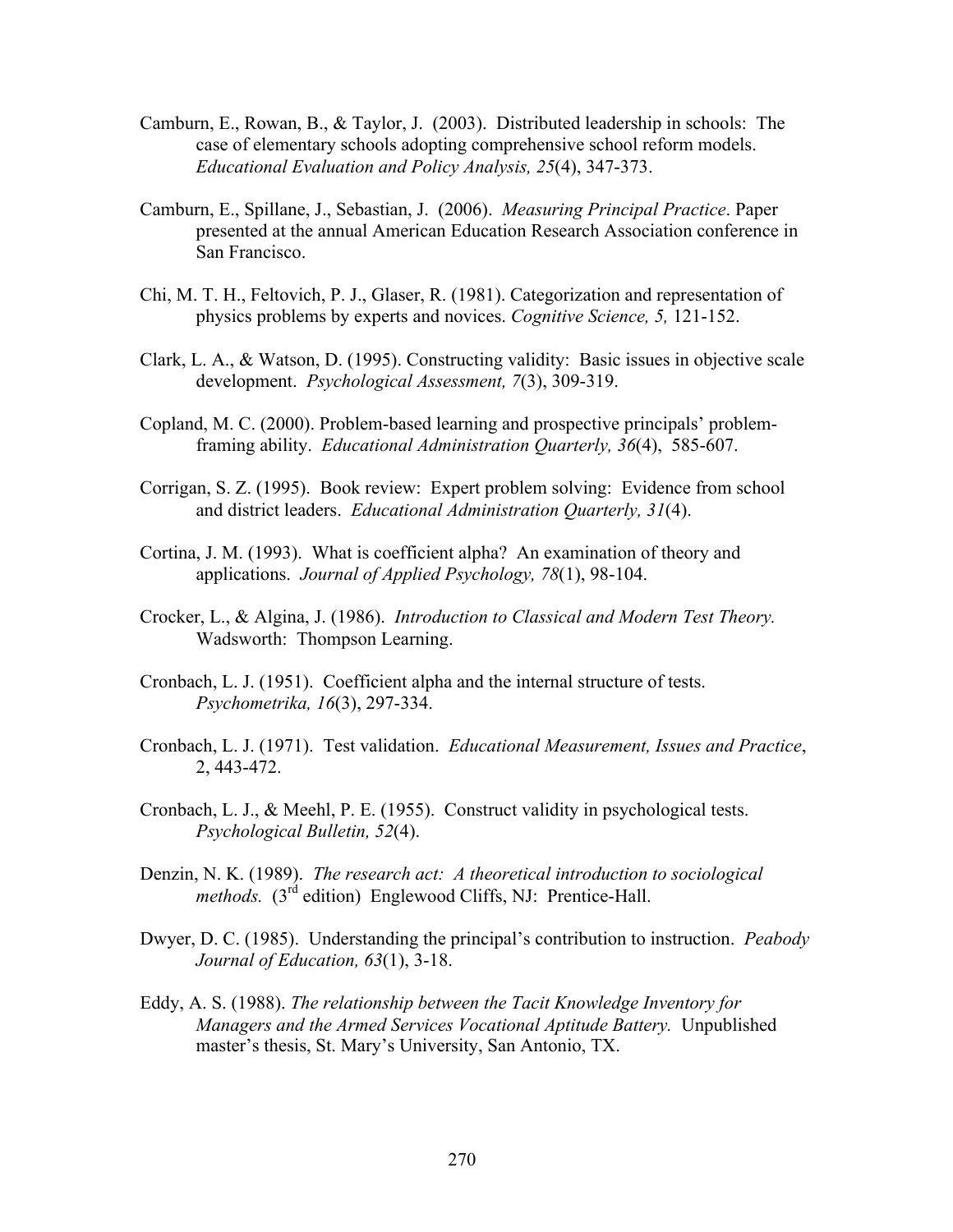Camburn, E., Rowan, B., & Taylor, J. (2003). Distributed leadership in schools: The case of elementary schools adopting comprehensive school reform models. *Educational Evaluation and Policy Analysis, 25*(4), 347-373.

Camburn, E., Spillane, J., Sebastian, J. (2006). *Measuring Principal Practice*. Paper presented at the annual American Education Research Association conference in San Francisco.

Chi, M. T. H., Feltovich, P. J., Glaser, R. (1981). Categorization and representation of physics problems by experts and novices. *Cognitive Science, 5,* 121-152.

Clark, L. A., & Watson, D. (1995). Constructing validity: Basic issues in objective scale development. *Psychological Assessment, 7*(3), 309-319.

Copland, M. C. (2000). Problem-based learning and prospective principals' problem-framing ability. *Educational Administration Quarterly, 36*(4), 585-607.

Corrigan, S. Z. (1995). Book review: Expert problem solving: Evidence from school and district leaders. *Educational Administration Quarterly, 31*(4).

Cortina, J. M. (1993). What is coefficient alpha? An examination of theory and applications. *Journal of Applied Psychology, 78*(1), 98-104.

Crocker, L., & Algina, J. (1986). *Introduction to Classical and Modern Test Theory.* Wadsworth: Thompson Learning.

Cronbach, L. J. (1951). Coefficient alpha and the internal structure of tests. *Psychometrika, 16*(3), 297-334.

Cronbach, L. J. (1971). Test validation. *Educational Measurement, Issues and Practice*, 2, 443-472.

Cronbach, L. J., & Meehl, P. E. (1955). Construct validity in psychological tests. *Psychological Bulletin, 52*(4).

Denzin, N. K. (1989). *The research act: A theoretical introduction to sociological methods.* (3rd edition) Englewood Cliffs, NJ: Prentice-Hall.

Dwyer, D. C. (1985). Understanding the principal's contribution to instruction. *Peabody Journal of Education, 63*(1), 3-18.

Eddy, A. S. (1988). *The relationship between the Tacit Knowledge Inventory for Managers and the Armed Services Vocational Aptitude Battery.* Unpublished master's thesis, St. Mary's University, San Antonio, TX.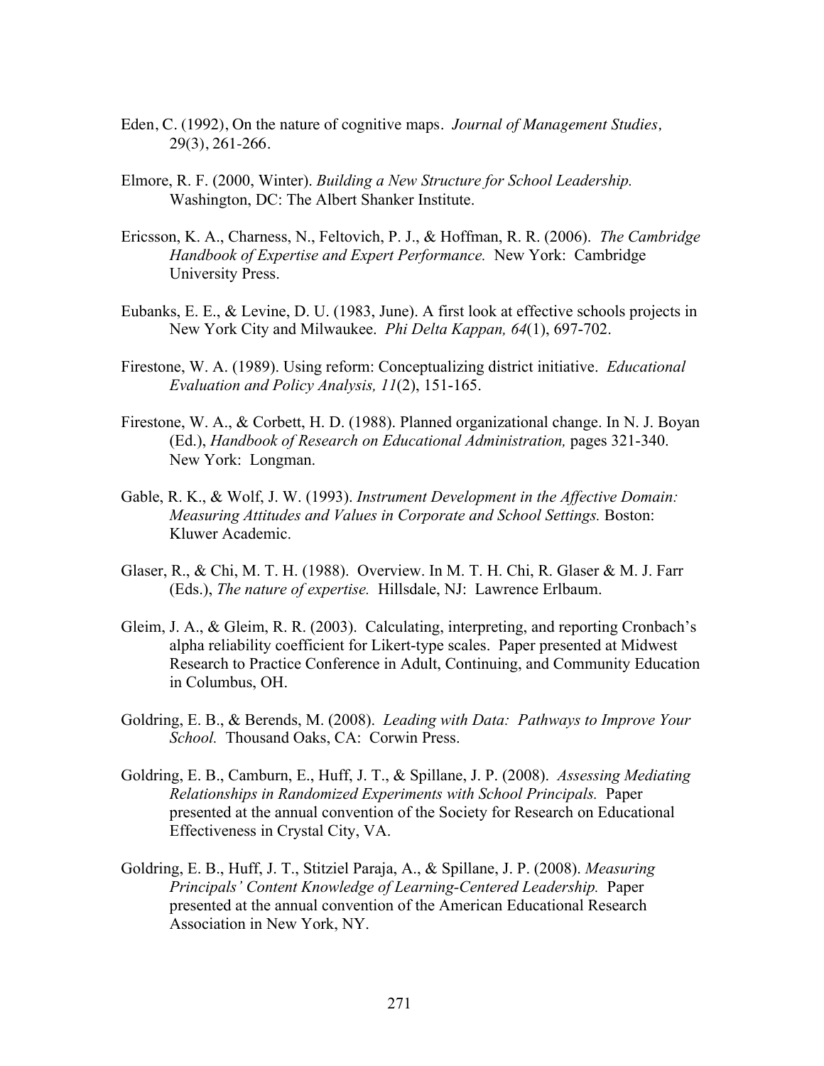Eden, C. (1992), On the nature of cognitive maps. *Journal of Management Studies,* 29(3), 261-266.

Elmore, R. F. (2000, Winter). *Building a New Structure for School Leadership.* Washington, DC: The Albert Shanker Institute.

Ericsson, K. A., Charness, N., Feltovich, P. J., & Hoffman, R. R. (2006). *The Cambridge Handbook of Expertise and Expert Performance.* New York: Cambridge University Press.

Eubanks, E. E., & Levine, D. U. (1983, June). A first look at effective schools projects in New York City and Milwaukee. *Phi Delta Kappan, 64*(1), 697-702.

Firestone, W. A. (1989). Using reform: Conceptualizing district initiative. *Educational Evaluation and Policy Analysis, 11*(2), 151-165.

Firestone, W. A., & Corbett, H. D. (1988). Planned organizational change. In N. J. Boyan (Ed.), *Handbook of Research on Educational Administration,* pages 321-340. New York: Longman.

Gable, R. K., & Wolf, J. W. (1993). *Instrument Development in the Affective Domain: Measuring Attitudes and Values in Corporate and School Settings.* Boston: Kluwer Academic.

Glaser, R., & Chi, M. T. H. (1988). Overview. In M. T. H. Chi, R. Glaser & M. J. Farr (Eds.), *The nature of expertise.* Hillsdale, NJ: Lawrence Erlbaum.

Gleim, J. A., & Gleim, R. R. (2003). Calculating, interpreting, and reporting Cronbach's alpha reliability coefficient for Likert-type scales. Paper presented at Midwest Research to Practice Conference in Adult, Continuing, and Community Education in Columbus, OH.

Goldring, E. B., & Berends, M. (2008). *Leading with Data: Pathways to Improve Your School.* Thousand Oaks, CA: Corwin Press.

Goldring, E. B., Camburn, E., Huff, J. T., & Spillane, J. P. (2008). *Assessing Mediating Relationships in Randomized Experiments with School Principals.* Paper presented at the annual convention of the Society for Research on Educational Effectiveness in Crystal City, VA.

Goldring, E. B., Huff, J. T., Stitziel Paraja, A., & Spillane, J. P. (2008). *Measuring Principals' Content Knowledge of Learning-Centered Leadership.* Paper presented at the annual convention of the American Educational Research Association in New York, NY.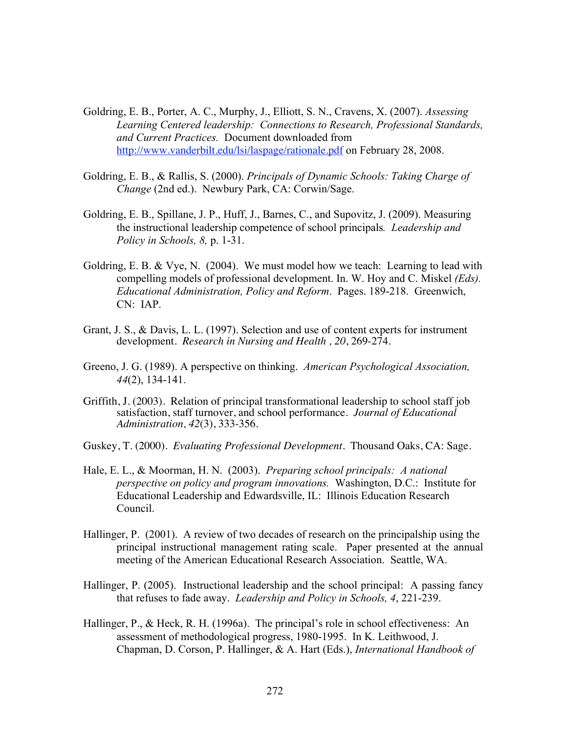Goldring, E. B., Porter, A. C., Murphy, J., Elliott, S. N., Cravens, X. (2007). *Assessing Learning Centered leadership: Connections to Research, Professional Standards, and Current Practices.* Document downloaded from http://www.vanderbilt.edu/lsi/laspage/rationale.pdf on February 28, 2008.

Goldring, E. B., & Rallis, S. (2000). *Principals of Dynamic Schools: Taking Charge of Change* (2nd ed.). Newbury Park, CA: Corwin/Sage.

Goldring, E. B., Spillane, J. P., Huff, J., Barnes, C., and Supovitz, J. (2009). Measuring the instructional leadership competence of school principals*. Leadership and Policy in Schools, 8,* p. 1-31.

Goldring, E. B. & Vye, N. (2004). We must model how we teach: Learning to lead with compelling models of professional development. In. W. Hoy and C. Miskel *(Eds). Educational Administration, Policy and Reform*. Pages. 189-218. Greenwich, CN: IAP.

Grant, J. S., & Davis, L. L. (1997). Selection and use of content experts for instrument development. *Research in Nursing and Health , 20*, 269-274.

Greeno, J. G. (1989). A perspective on thinking. *American Psychological Association, 44*(2), 134-141.

Griffith, J. (2003). Relation of principal transformational leadership to school staff job satisfaction, staff turnover, and school performance. *Journal of Educational Administration, 42*(3), 333-356.

Guskey, T. (2000). *Evaluating Professional Development*. Thousand Oaks, CA: Sage.

Hale, E. L., & Moorman, H. N. (2003). *Preparing school principals: A national perspective on policy and program innovations.* Washington, D.C.: Institute for Educational Leadership and Edwardsville, IL: Illinois Education Research Council.

Hallinger, P. (2001). A review of two decades of research on the principalship using the principal instructional management rating scale. Paper presented at the annual meeting of the American Educational Research Association. Seattle, WA.

Hallinger, P. (2005). Instructional leadership and the school principal: A passing fancy that refuses to fade away. *Leadership and Policy in Schools, 4*, 221-239.

Hallinger, P., & Heck, R. H. (1996a). The principal's role in school effectiveness: An assessment of methodological progress, 1980-1995. In K. Leithwood, J. Chapman, D. Corson, P. Hallinger, & A. Hart (Eds.), *International Handbook of*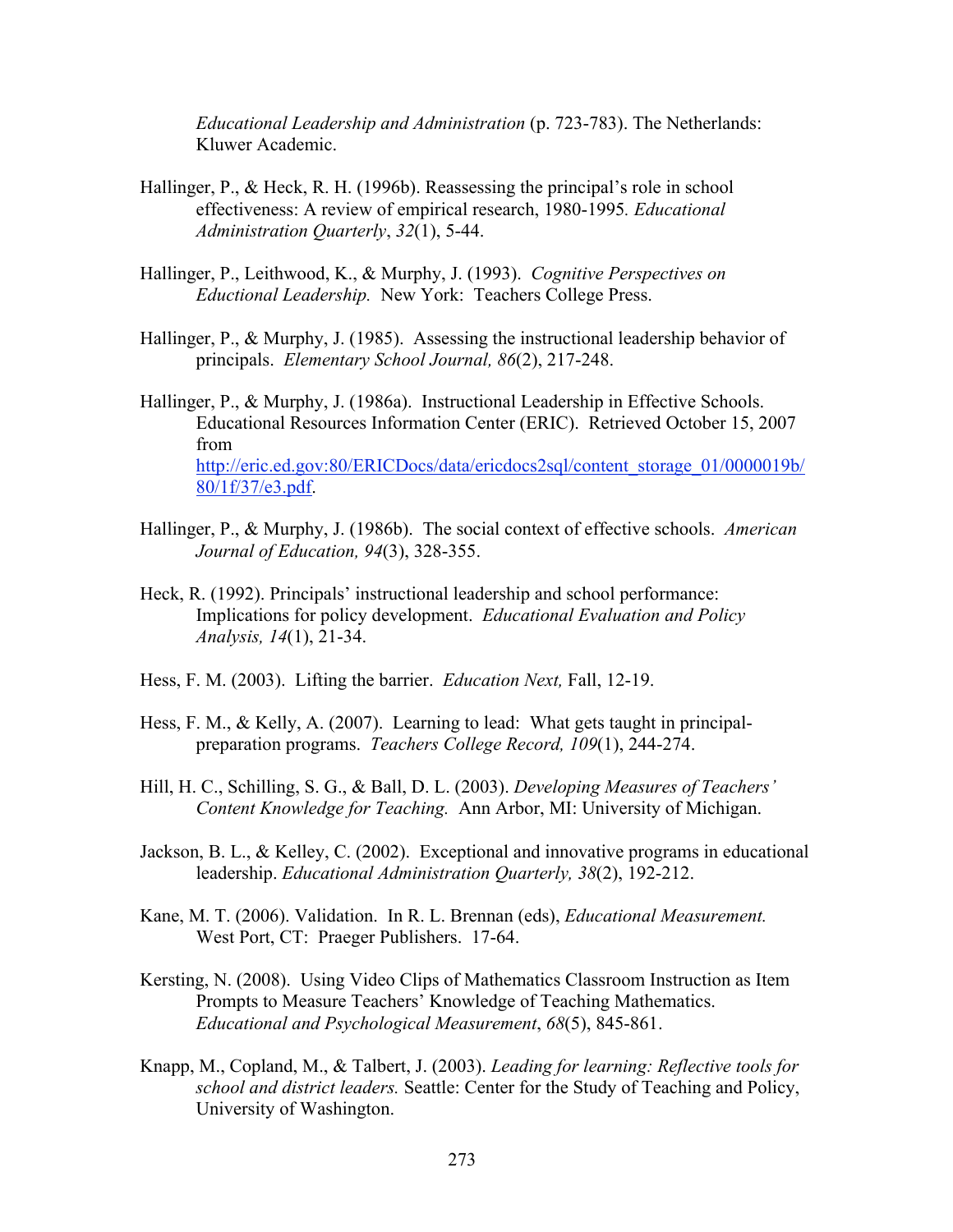*Educational Leadership and Administration* (p. 723-783). The Netherlands: Kluwer Academic.

Hallinger, P., & Heck, R. H. (1996b). Reassessing the principal's role in school effectiveness: A review of empirical research, 1980-1995*. Educational Administration Quarterly*, *32*(1), 5-44.

Hallinger, P., Leithwood, K., & Murphy, J. (1993). *Cognitive Perspectives on Eductional Leadership.* New York: Teachers College Press.

Hallinger, P., & Murphy, J. (1985). Assessing the instructional leadership behavior of principals. *Elementary School Journal, 86*(2), 217-248.

Hallinger, P., & Murphy, J. (1986a). Instructional Leadership in Effective Schools. Educational Resources Information Center (ERIC). Retrieved October 15, 2007 from http://eric.ed.gov:80/ERICDocs/data/ericdocs2sql/content_storage_01/0000019b/80/1f/37/e3.pdf.

Hallinger, P., & Murphy, J. (1986b). The social context of effective schools. *American Journal of Education, 94*(3), 328-355.

Heck, R. (1992). Principals' instructional leadership and school performance: Implications for policy development. *Educational Evaluation and Policy Analysis, 14*(1), 21-34.

Hess, F. M. (2003). Lifting the barrier. *Education Next,* Fall, 12-19.

Hess, F. M., & Kelly, A. (2007). Learning to lead: What gets taught in principal-preparation programs. *Teachers College Record, 109*(1), 244-274.

Hill, H. C., Schilling, S. G., & Ball, D. L. (2003). *Developing Measures of Teachers' Content Knowledge for Teaching.* Ann Arbor, MI: University of Michigan.

Jackson, B. L., & Kelley, C. (2002). Exceptional and innovative programs in educational leadership. *Educational Administration Quarterly, 38*(2), 192-212.

Kane, M. T. (2006). Validation. In R. L. Brennan (eds), *Educational Measurement.* West Port, CT: Praeger Publishers. 17-64.

Kersting, N. (2008). Using Video Clips of Mathematics Classroom Instruction as Item Prompts to Measure Teachers' Knowledge of Teaching Mathematics. *Educational and Psychological Measurement*, *68*(5), 845-861.

Knapp, M., Copland, M., & Talbert, J. (2003). *Leading for learning: Reflective tools for school and district leaders.* Seattle: Center for the Study of Teaching and Policy, University of Washington.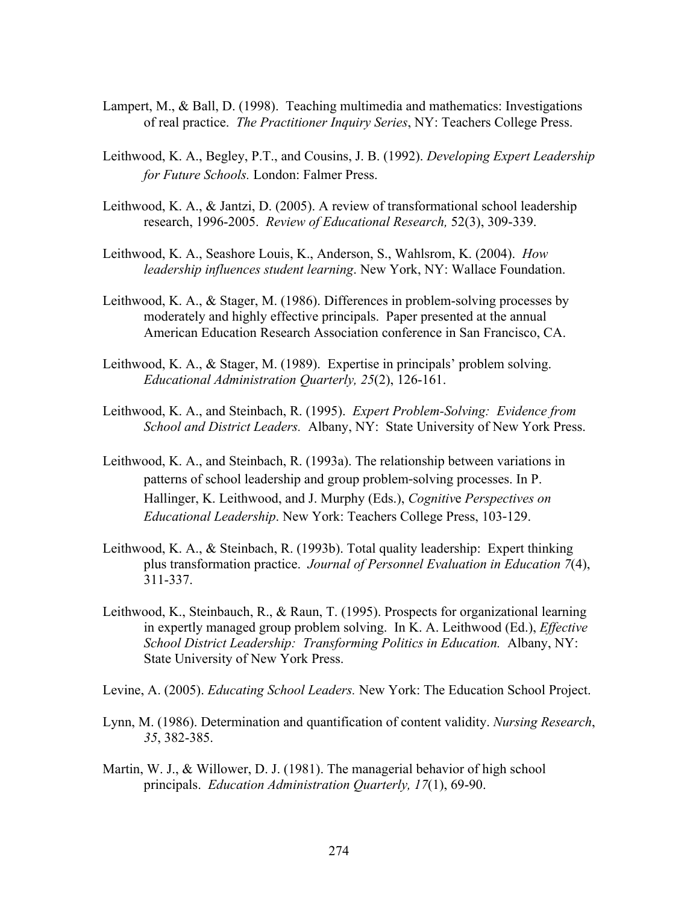Lampert, M., & Ball, D. (1998). Teaching multimedia and mathematics: Investigations of real practice. *The Practitioner Inquiry Series*, NY: Teachers College Press.

Leithwood, K. A., Begley, P.T., and Cousins, J. B. (1992). *Developing Expert Leadership for Future Schools.* London: Falmer Press.

Leithwood, K. A., & Jantzi, D. (2005). A review of transformational school leadership research, 1996-2005. *Review of Educational Research,* 52(3), 309-339.

Leithwood, K. A., Seashore Louis, K., Anderson, S., Wahlsrom, K. (2004). *How leadership influences student learning*. New York, NY: Wallace Foundation.

Leithwood, K. A., & Stager, M. (1986). Differences in problem-solving processes by moderately and highly effective principals. Paper presented at the annual American Education Research Association conference in San Francisco, CA.

Leithwood, K. A., & Stager, M. (1989). Expertise in principals' problem solving. *Educational Administration Quarterly, 25*(2), 126-161.

Leithwood, K. A., and Steinbach, R. (1995). *Expert Problem-Solving: Evidence from School and District Leaders.* Albany, NY: State University of New York Press.

Leithwood, K. A., and Steinbach, R. (1993a). The relationship between variations in patterns of school leadership and group problem-solving processes. In P. Hallinger, K. Leithwood, and J. Murphy (Eds.), *Cognitive Perspectives on Educational Leadership*. New York: Teachers College Press, 103-129.

Leithwood, K. A., & Steinbach, R. (1993b). Total quality leadership: Expert thinking plus transformation practice. *Journal of Personnel Evaluation in Education 7*(4), 311-337.

Leithwood, K., Steinbauch, R., & Raun, T. (1995). Prospects for organizational learning in expertly managed group problem solving. In K. A. Leithwood (Ed.), *Effective School District Leadership: Transforming Politics in Education.* Albany, NY: State University of New York Press.

Levine, A. (2005). *Educating School Leaders.* New York: The Education School Project.

Lynn, M. (1986). Determination and quantification of content validity. *Nursing Research*, *35*, 382-385.

Martin, W. J., & Willower, D. J. (1981). The managerial behavior of high school principals. *Education Administration Quarterly, 17*(1), 69-90.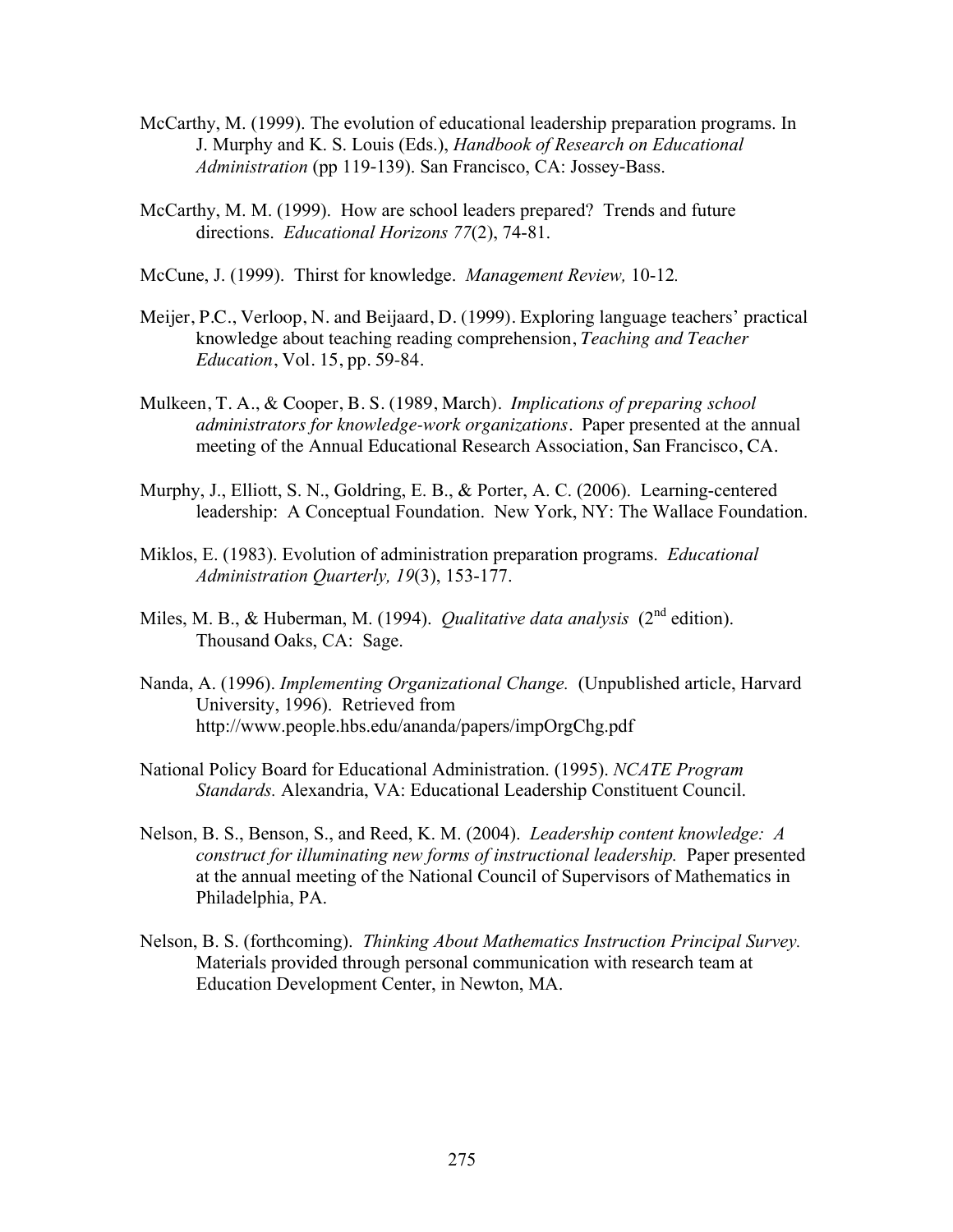McCarthy, M. (1999). The evolution of educational leadership preparation programs. In J. Murphy and K. S. Louis (Eds.), *Handbook of Research on Educational Administration* (pp 119-139). San Francisco, CA: Jossey-Bass.

McCarthy, M. M. (1999). How are school leaders prepared? Trends and future directions. *Educational Horizons 77*(2), 74-81.

McCune, J. (1999). Thirst for knowledge. *Management Review,* 10-12*.*

Meijer, P.C., Verloop, N. and Beijaard, D. (1999). Exploring language teachers' practical knowledge about teaching reading comprehension, *Teaching and Teacher Education*, Vol. 15, pp. 59-84.

Mulkeen, T. A., & Cooper, B. S. (1989, March). *Implications of preparing school administrators for knowledge-work organizations*. Paper presented at the annual meeting of the Annual Educational Research Association, San Francisco, CA.

Murphy, J., Elliott, S. N., Goldring, E. B., & Porter, A. C. (2006). Learning-centered leadership: A Conceptual Foundation. New York, NY: The Wallace Foundation.

Miklos, E. (1983). Evolution of administration preparation programs. *Educational Administration Quarterly, 19*(3), 153-177.

Miles, M. B., & Huberman, M. (1994). *Qualitative data analysis* (2nd edition). Thousand Oaks, CA: Sage.

Nanda, A. (1996). *Implementing Organizational Change.* (Unpublished article, Harvard University, 1996). Retrieved from http://www.people.hbs.edu/ananda/papers/impOrgChg.pdf

National Policy Board for Educational Administration. (1995). *NCATE Program Standards.* Alexandria, VA: Educational Leadership Constituent Council.

Nelson, B. S., Benson, S., and Reed, K. M. (2004). *Leadership content knowledge: A construct for illuminating new forms of instructional leadership.* Paper presented at the annual meeting of the National Council of Supervisors of Mathematics in Philadelphia, PA.

Nelson, B. S. (forthcoming). *Thinking About Mathematics Instruction Principal Survey.* Materials provided through personal communication with research team at Education Development Center, in Newton, MA.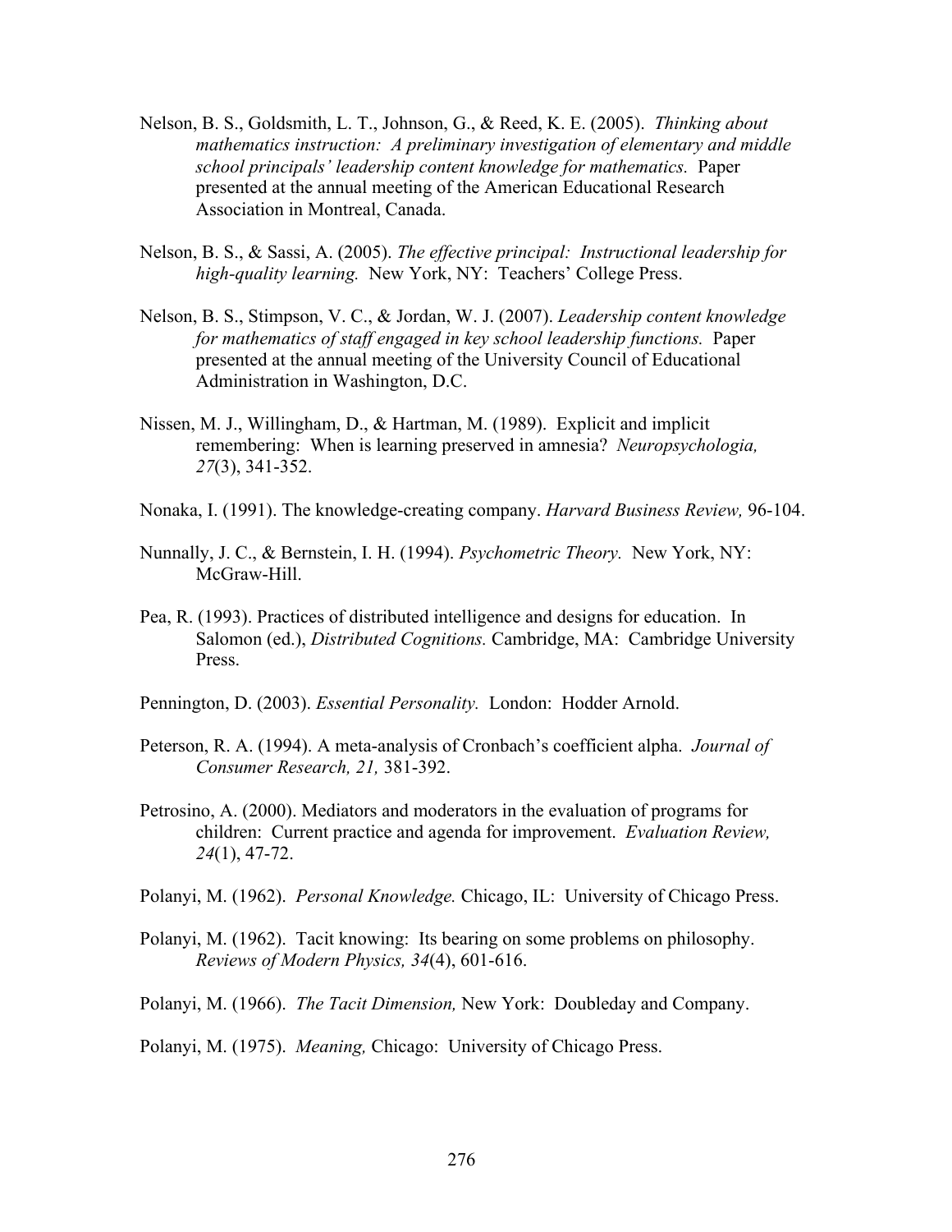Nelson, B. S., Goldsmith, L. T., Johnson, G., & Reed, K. E. (2005). *Thinking about mathematics instruction: A preliminary investigation of elementary and middle school principals' leadership content knowledge for mathematics.* Paper presented at the annual meeting of the American Educational Research Association in Montreal, Canada.

Nelson, B. S., & Sassi, A. (2005). *The effective principal: Instructional leadership for high-quality learning.* New York, NY: Teachers' College Press.

Nelson, B. S., Stimpson, V. C., & Jordan, W. J. (2007). *Leadership content knowledge for mathematics of staff engaged in key school leadership functions.* Paper presented at the annual meeting of the University Council of Educational Administration in Washington, D.C.

Nissen, M. J., Willingham, D., & Hartman, M. (1989). Explicit and implicit remembering: When is learning preserved in amnesia? *Neuropsychologia, 27*(3), 341-352.

Nonaka, I. (1991). The knowledge-creating company. *Harvard Business Review,* 96-104.

Nunnally, J. C., & Bernstein, I. H. (1994). *Psychometric Theory.* New York, NY: McGraw-Hill.

Pea, R. (1993). Practices of distributed intelligence and designs for education. In Salomon (ed.), *Distributed Cognitions.* Cambridge, MA: Cambridge University Press.

Pennington, D. (2003). *Essential Personality.* London: Hodder Arnold.

Peterson, R. A. (1994). A meta-analysis of Cronbach's coefficient alpha. *Journal of Consumer Research, 21,* 381-392.

Petrosino, A. (2000). Mediators and moderators in the evaluation of programs for children: Current practice and agenda for improvement. *Evaluation Review, 24*(1), 47-72.

Polanyi, M. (1962). *Personal Knowledge.* Chicago, IL: University of Chicago Press.

Polanyi, M. (1962). Tacit knowing: Its bearing on some problems on philosophy. *Reviews of Modern Physics, 34*(4), 601-616.

Polanyi, M. (1966). *The Tacit Dimension,* New York: Doubleday and Company.

Polanyi, M. (1975). *Meaning,* Chicago: University of Chicago Press.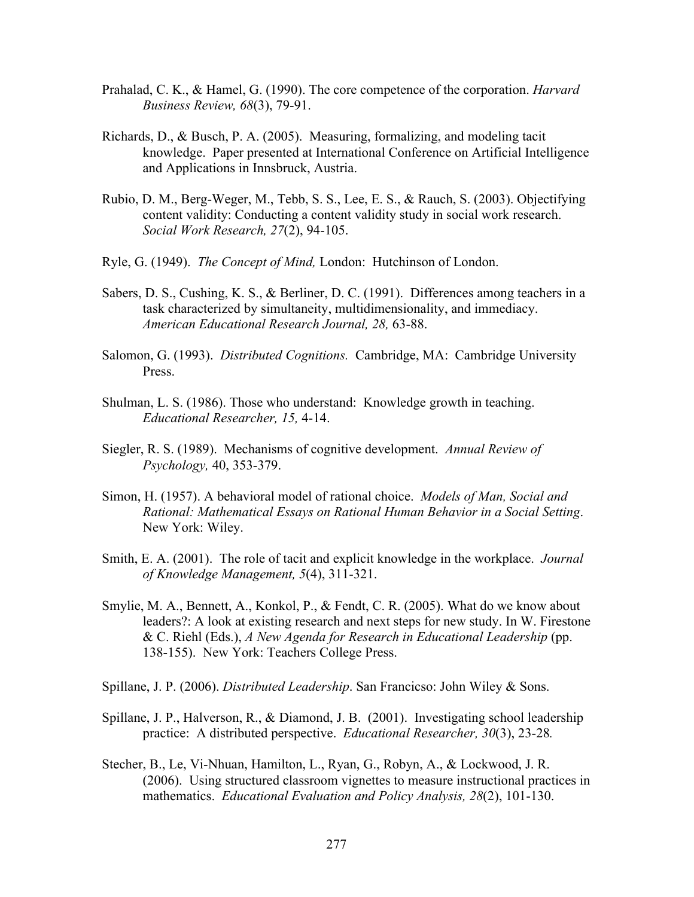Prahalad, C. K., & Hamel, G. (1990). The core competence of the corporation. *Harvard Business Review, 68*(3), 79-91.

Richards, D., & Busch, P. A. (2005). Measuring, formalizing, and modeling tacit knowledge. Paper presented at International Conference on Artificial Intelligence and Applications in Innsbruck, Austria.

Rubio, D. M., Berg-Weger, M., Tebb, S. S., Lee, E. S., & Rauch, S. (2003). Objectifying content validity: Conducting a content validity study in social work research. *Social Work Research, 27*(2), 94-105.

Ryle, G. (1949). *The Concept of Mind,* London: Hutchinson of London.

Sabers, D. S., Cushing, K. S., & Berliner, D. C. (1991). Differences among teachers in a task characterized by simultaneity, multidimensionality, and immediacy. *American Educational Research Journal, 28,* 63-88.

Salomon, G. (1993). *Distributed Cognitions.* Cambridge, MA: Cambridge University Press.

Shulman, L. S. (1986). Those who understand: Knowledge growth in teaching. *Educational Researcher, 15,* 4-14.

Siegler, R. S. (1989). Mechanisms of cognitive development. *Annual Review of Psychology,* 40, 353-379.

Simon, H. (1957). A behavioral model of rational choice. *Models of Man, Social and Rational: Mathematical Essays on Rational Human Behavior in a Social Setting*. New York: Wiley.

Smith, E. A. (2001). The role of tacit and explicit knowledge in the workplace. *Journal of Knowledge Management, 5*(4), 311-321.

Smylie, M. A., Bennett, A., Konkol, P., & Fendt, C. R. (2005). What do we know about leaders?: A look at existing research and next steps for new study. In W. Firestone & C. Riehl (Eds.), *A New Agenda for Research in Educational Leadership* (pp. 138-155). New York: Teachers College Press.

Spillane, J. P. (2006). *Distributed Leadership*. San Francicso: John Wiley & Sons.

Spillane, J. P., Halverson, R., & Diamond, J. B. (2001). Investigating school leadership practice: A distributed perspective. *Educational Researcher, 30*(3), 23-28*.*

Stecher, B., Le, Vi-Nhuan, Hamilton, L., Ryan, G., Robyn, A., & Lockwood, J. R. (2006). Using structured classroom vignettes to measure instructional practices in mathematics. *Educational Evaluation and Policy Analysis, 28*(2), 101-130.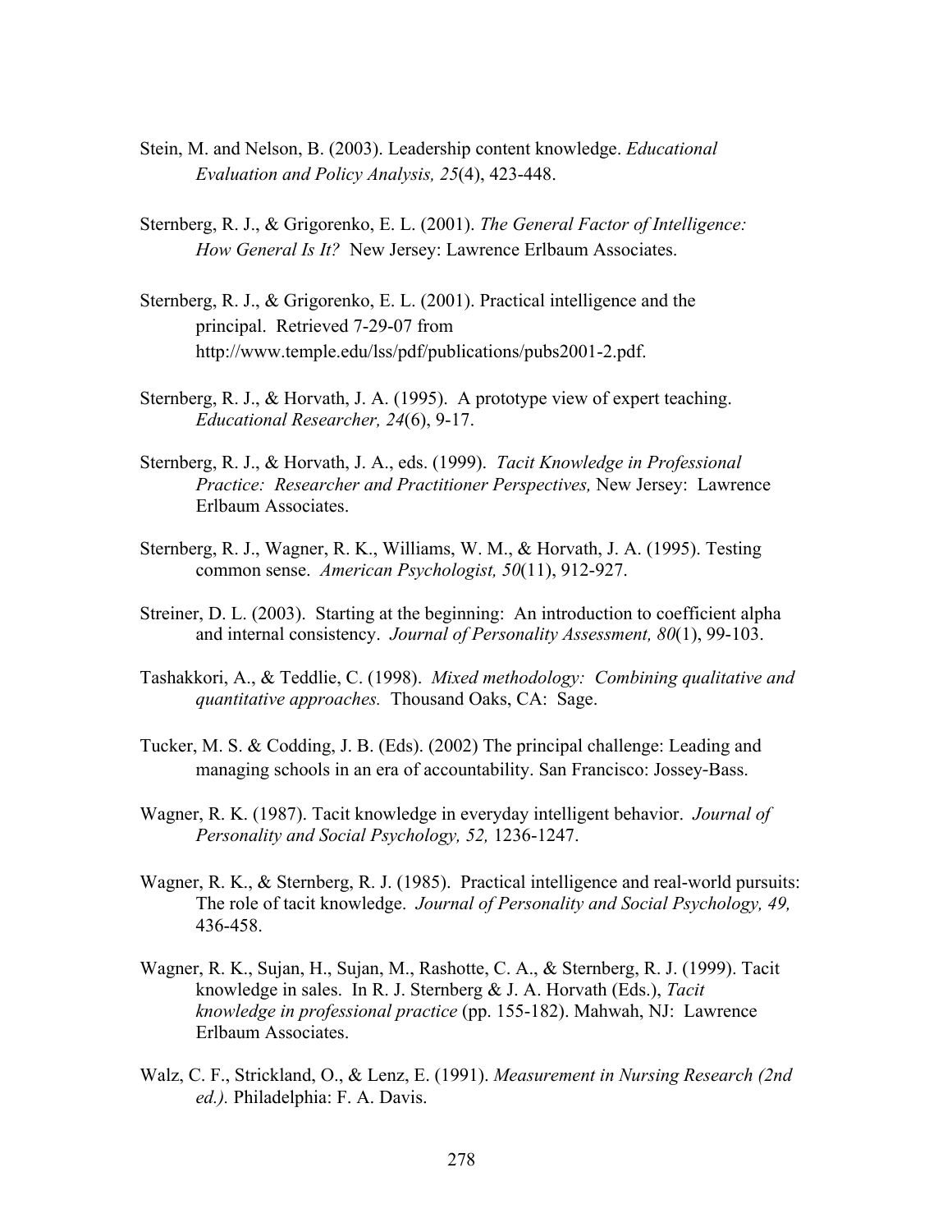Stein, M. and Nelson, B. (2003). Leadership content knowledge. *Educational Evaluation and Policy Analysis, 25*(4), 423-448.

Sternberg, R. J., & Grigorenko, E. L. (2001). *The General Factor of Intelligence: How General Is It?* New Jersey: Lawrence Erlbaum Associates.

Sternberg, R. J., & Grigorenko, E. L. (2001). Practical intelligence and the principal. Retrieved 7-29-07 from http://www.temple.edu/lss/pdf/publications/pubs2001-2.pdf.

Sternberg, R. J., & Horvath, J. A. (1995). A prototype view of expert teaching. *Educational Researcher, 24*(6), 9-17.

Sternberg, R. J., & Horvath, J. A., eds. (1999). *Tacit Knowledge in Professional Practice: Researcher and Practitioner Perspectives,* New Jersey: Lawrence Erlbaum Associates.

Sternberg, R. J., Wagner, R. K., Williams, W. M., & Horvath, J. A. (1995). Testing common sense. *American Psychologist, 50*(11), 912-927.

Streiner, D. L. (2003). Starting at the beginning: An introduction to coefficient alpha and internal consistency. *Journal of Personality Assessment, 80*(1), 99-103.

Tashakkori, A., & Teddlie, C. (1998). *Mixed methodology: Combining qualitative and quantitative approaches.* Thousand Oaks, CA: Sage.

Tucker, M. S. & Codding, J. B. (Eds). (2002) The principal challenge: Leading and managing schools in an era of accountability. San Francisco: Jossey-Bass.

Wagner, R. K. (1987). Tacit knowledge in everyday intelligent behavior. *Journal of Personality and Social Psychology, 52,* 1236-1247.

Wagner, R. K., & Sternberg, R. J. (1985). Practical intelligence and real-world pursuits: The role of tacit knowledge. *Journal of Personality and Social Psychology, 49,* 436-458.

Wagner, R. K., Sujan, H., Sujan, M., Rashotte, C. A., & Sternberg, R. J. (1999). Tacit knowledge in sales. In R. J. Sternberg & J. A. Horvath (Eds.), *Tacit knowledge in professional practice* (pp. 155-182). Mahwah, NJ: Lawrence Erlbaum Associates.

Walz, C. F., Strickland, O., & Lenz, E. (1991). *Measurement in Nursing Research (2nd ed.).* Philadelphia: F. A. Davis.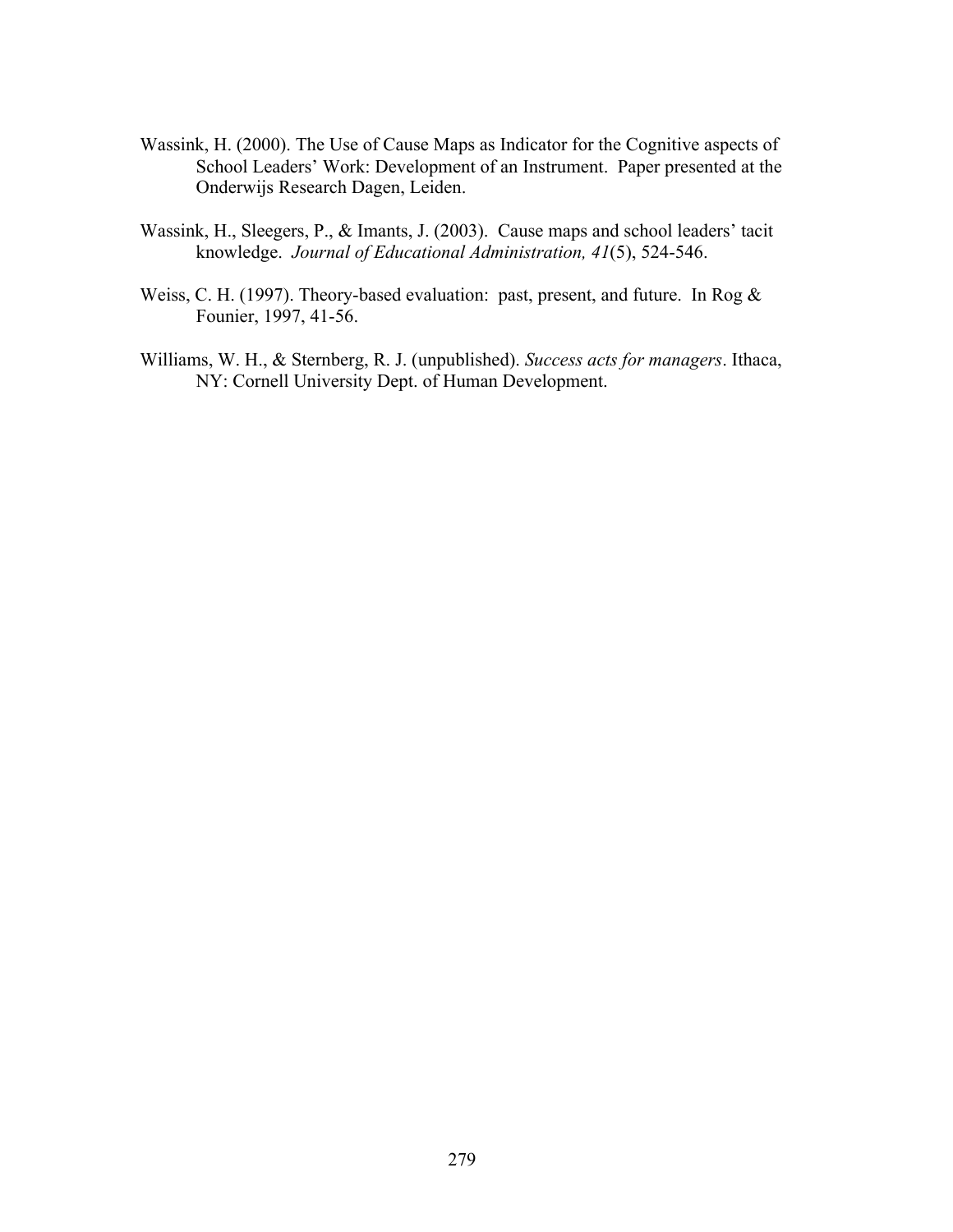Wassink, H. (2000). The Use of Cause Maps as Indicator for the Cognitive aspects of School Leaders' Work: Development of an Instrument. Paper presented at the Onderwijs Research Dagen, Leiden.

Wassink, H., Sleegers, P., & Imants, J. (2003). Cause maps and school leaders' tacit knowledge. *Journal of Educational Administration, 41*(5), 524-546.

Weiss, C. H. (1997). Theory-based evaluation: past, present, and future. In Rog & Founier, 1997, 41-56.

Williams, W. H., & Sternberg, R. J. (unpublished). *Success acts for managers*. Ithaca, NY: Cornell University Dept. of Human Development.